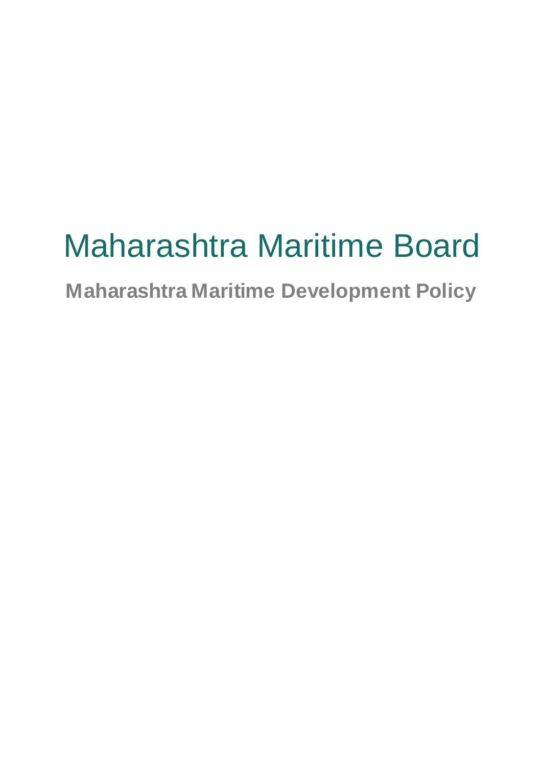# Maharashtra Maritime Board

## Maharashtra Maritime Development Policy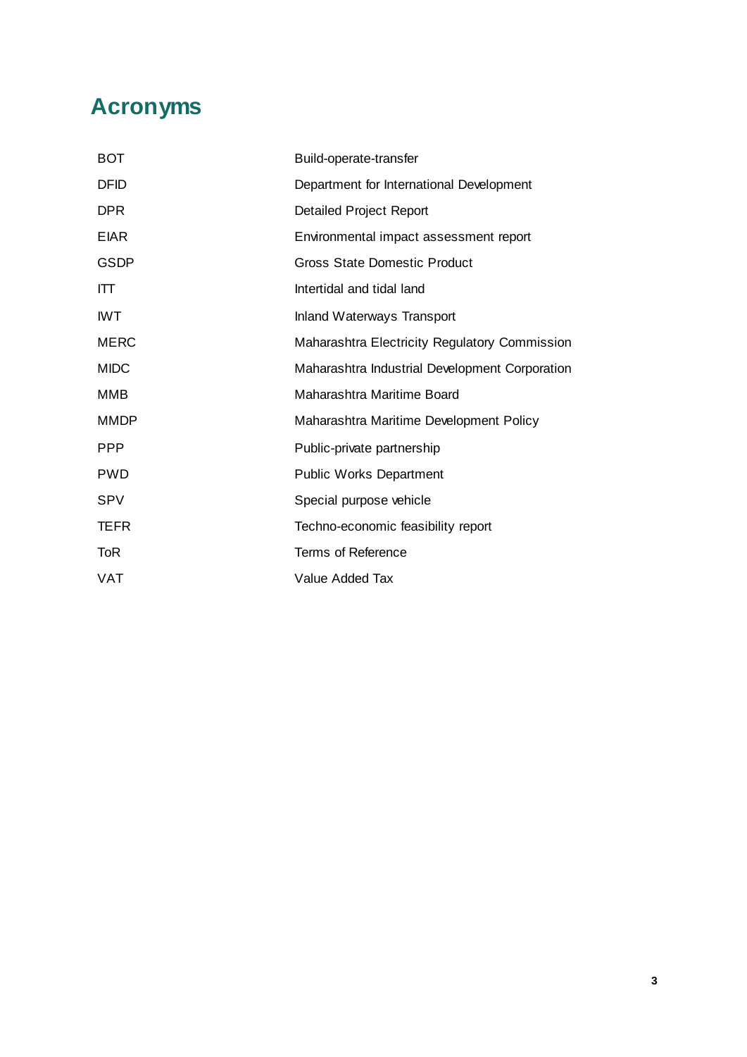# Acronyms

| | |
|---|---|
| BOT | Build-operate-transfer |
| DFID | Department for International Development |
| DPR | Detailed Project Report |
| EIAR | Environmental impact assessment report |
| GSDP | Gross State Domestic Product |
| ITT | Intertidal and tidal land |
| IWT | Inland Waterways Transport |
| MERC | Maharashtra Electricity Regulatory Commission |
| MIDC | Maharashtra Industrial Development Corporation |
| MMB | Maharashtra Maritime Board |
| MMDP | Maharashtra Maritime Development Policy |
| PPP | Public-private partnership |
| PWD | Public Works Department |
| SPV | Special purpose vehicle |
| TEFR | Techno-economic feasibility report |
| ToR | Terms of Reference |
| VAT | Value Added Tax |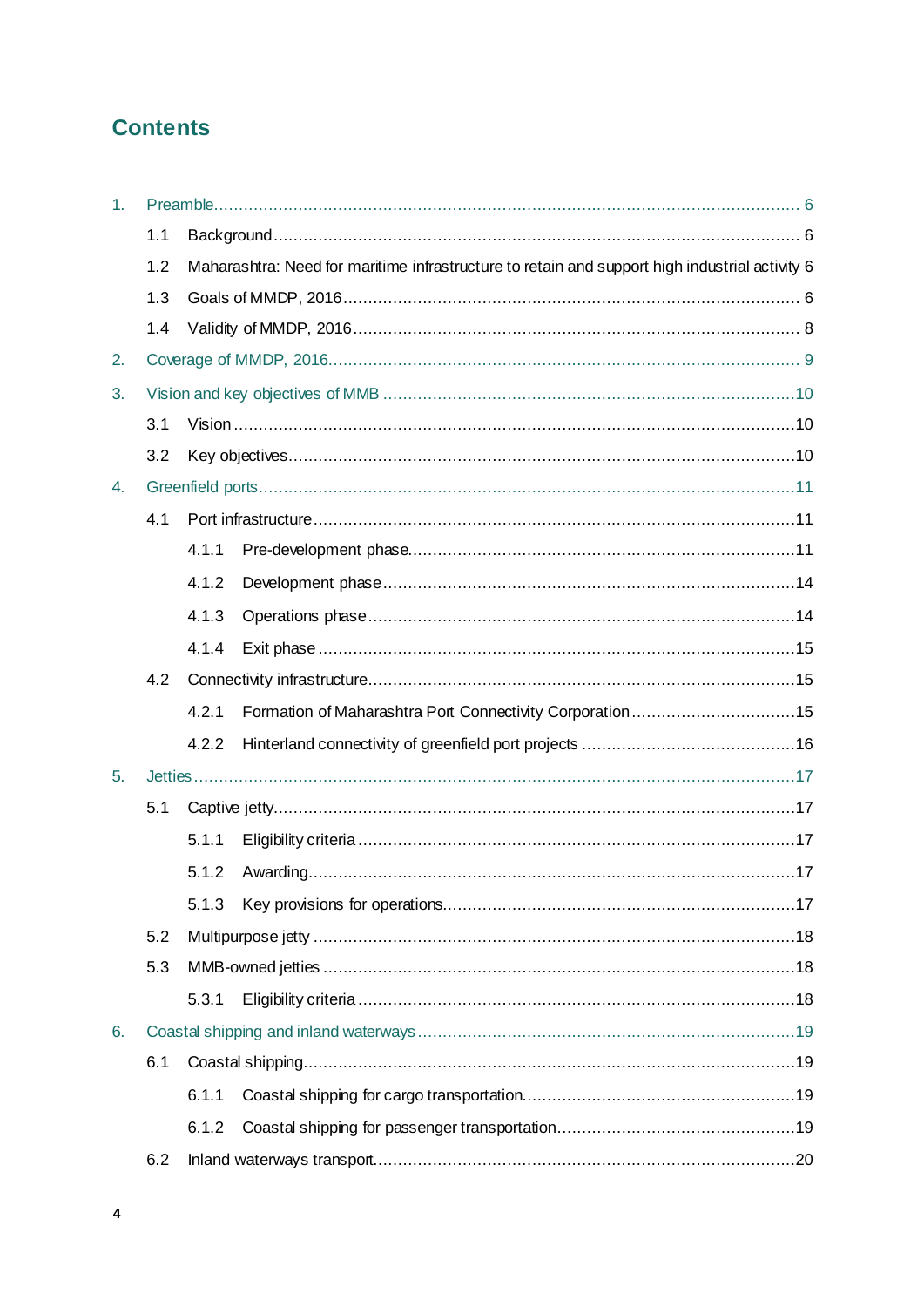## Contents

1. Preamble ........ 6
    - 1.1 Background ........ 6
    - 1.2 Maharashtra: Need for maritime infrastructure to retain and support high industrial activity 6
    - 1.3 Goals of MMDP, 2016 ........ 6
    - 1.4 Validity of MMDP, 2016 ........ 8
2. Coverage of MMDP, 2016 ........ 9
3. Vision and key objectives of MMB ........ 10
    - 3.1 Vision ........ 10
    - 3.2 Key objectives ........ 10
4. Greenfield ports ........ 11
    - 4.1 Port infrastructure ........ 11
        - 4.1.1 Pre-development phase ........ 11
        - 4.1.2 Development phase ........ 14
        - 4.1.3 Operations phase ........ 14
        - 4.1.4 Exit phase ........ 15
    - 4.2 Connectivity infrastructure ........ 15
        - 4.2.1 Formation of Maharashtra Port Connectivity Corporation ........ 15
        - 4.2.2 Hinterland connectivity of greenfield port projects ........ 16
5. Jetties ........ 17
    - 5.1 Captive jetty ........ 17
        - 5.1.1 Eligibility criteria ........ 17
        - 5.1.2 Awarding ........ 17
        - 5.1.3 Key provisions for operations ........ 17
    - 5.2 Multipurpose jetty ........ 18
    - 5.3 MMB-owned jetties ........ 18
        - 5.3.1 Eligibility criteria ........ 18
6. Coastal shipping and inland waterways ........ 19
    - 6.1 Coastal shipping ........ 19
        - 6.1.1 Coastal shipping for cargo transportation ........ 19
        - 6.1.2 Coastal shipping for passenger transportation ........ 19
    - 6.2 Inland waterways transport ........ 20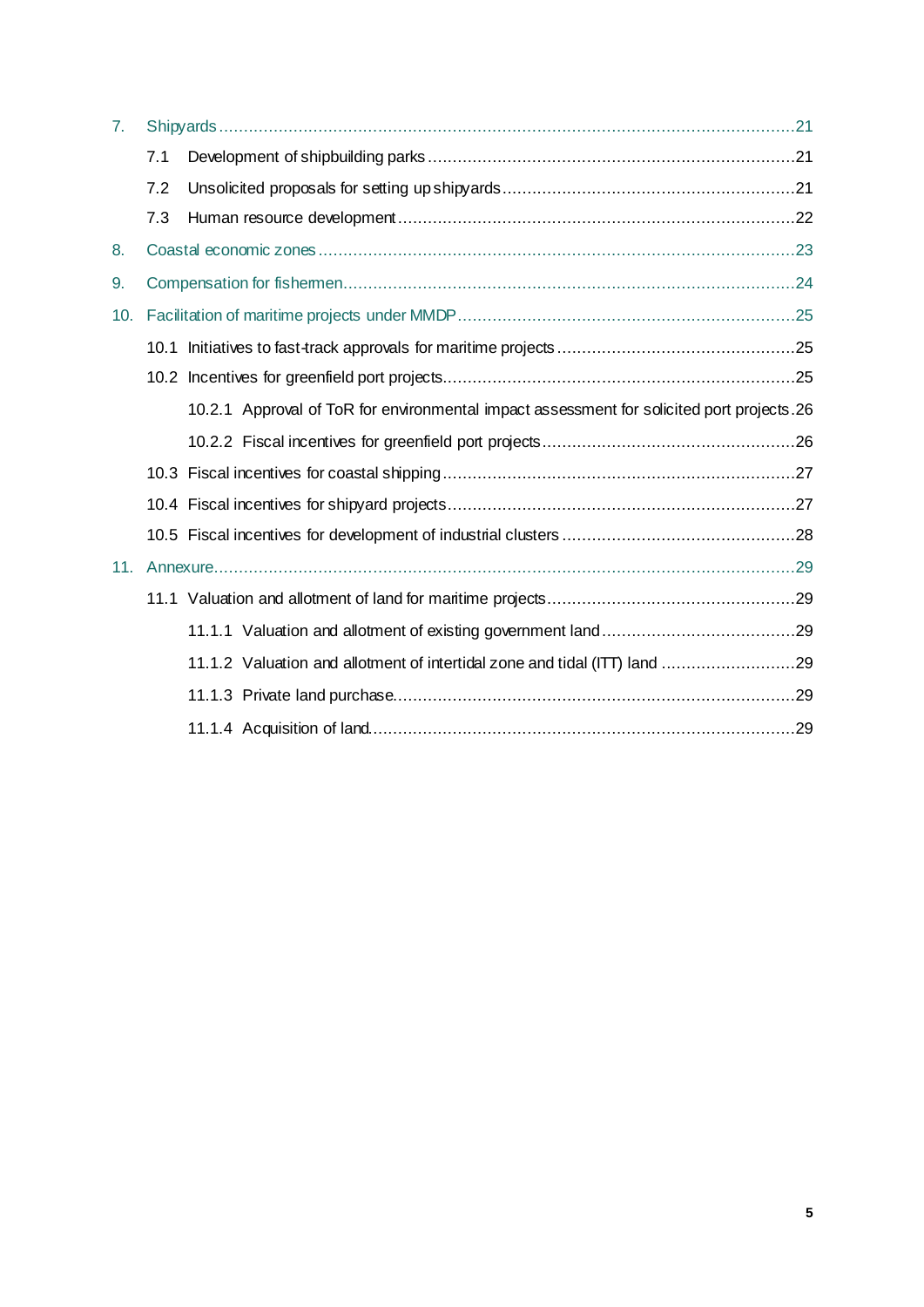7. Shipyards .....21
   - 7.1 Development of shipbuilding parks .....21
   - 7.2 Unsolicited proposals for setting up shipyards .....21
   - 7.3 Human resource development .....22

8. Coastal economic zones .....23

9. Compensation for fishermen .....24

10. Facilitation of maritime projects under MMDP .....25
    - 10.1 Initiatives to fast-track approvals for maritime projects .....25
    - 10.2 Incentives for greenfield port projects .....25
      - 10.2.1 Approval of ToR for environmental impact assessment for solicited port projects .26
      - 10.2.2 Fiscal incentives for greenfield port projects .....26
    - 10.3 Fiscal incentives for coastal shipping .....27
    - 10.4 Fiscal incentives for shipyard projects .....27
    - 10.5 Fiscal incentives for development of industrial clusters .....28

11. Annexure .....29
    - 11.1 Valuation and allotment of land for maritime projects .....29
      - 11.1.1 Valuation and allotment of existing government land .....29
      - 11.1.2 Valuation and allotment of intertidal zone and tidal (ITT) land .....29
      - 11.1.3 Private land purchase .....29
      - 11.1.4 Acquisition of land .....29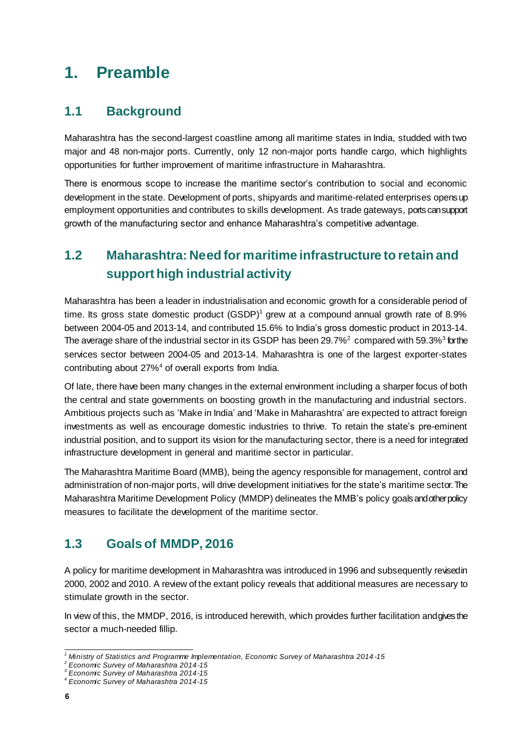# 1. Preamble

## 1.1 Background

Maharashtra has the second-largest coastline among all maritime states in India, studded with two major and 48 non-major ports. Currently, only 12 non-major ports handle cargo, which highlights opportunities for further improvement of maritime infrastructure in Maharashtra.

There is enormous scope to increase the maritime sector's contribution to social and economic development in the state. Development of ports, shipyards and maritime-related enterprises opens up employment opportunities and contributes to skills development. As trade gateways, ports can support growth of the manufacturing sector and enhance Maharashtra's competitive advantage.

## 1.2 Maharashtra: Need for maritime infrastructure to retain and support high industrial activity

Maharashtra has been a leader in industrialisation and economic growth for a considerable period of time. Its gross state domestic product (GSDP)[1] grew at a compound annual growth rate of 8.9% between 2004-05 and 2013-14, and contributed 15.6% to India's gross domestic product in 2013-14. The average share of the industrial sector in its GSDP has been 29.7%[2] compared with 59.3%[3] for the services sector between 2004-05 and 2013-14. Maharashtra is one of the largest exporter-states contributing about 27%[4] of overall exports from India.

Of late, there have been many changes in the external environment including a sharper focus of both the central and state governments on boosting growth in the manufacturing and industrial sectors. Ambitious projects such as 'Make in India' and 'Make in Maharashtra' are expected to attract foreign investments as well as encourage domestic industries to thrive. To retain the state's pre-eminent industrial position, and to support its vision for the manufacturing sector, there is a need for integrated infrastructure development in general and maritime sector in particular.

The Maharashtra Maritime Board (MMB), being the agency responsible for management, control and administration of non-major ports, will drive development initiatives for the state's maritime sector. The Maharashtra Maritime Development Policy (MMDP) delineates the MMB's policy goals and other policy measures to facilitate the development of the maritime sector.

## 1.3 Goals of MMDP, 2016

A policy for maritime development in Maharashtra was introduced in 1996 and subsequently revised in 2000, 2002 and 2010. A review of the extant policy reveals that additional measures are necessary to stimulate growth in the sector.

In view of this, the MMDP, 2016, is introduced herewith, which provides further facilitation and gives the sector a much-needed fillip.

---

[1] *Ministry of Statistics and Programme Implementation, Economic Survey of Maharashtra 2014-15*
[2] *Economic Survey of Maharashtra 2014-15*
[3] *Economic Survey of Maharashtra 2014-15*
[4] *Economic Survey of Maharashtra 2014-15*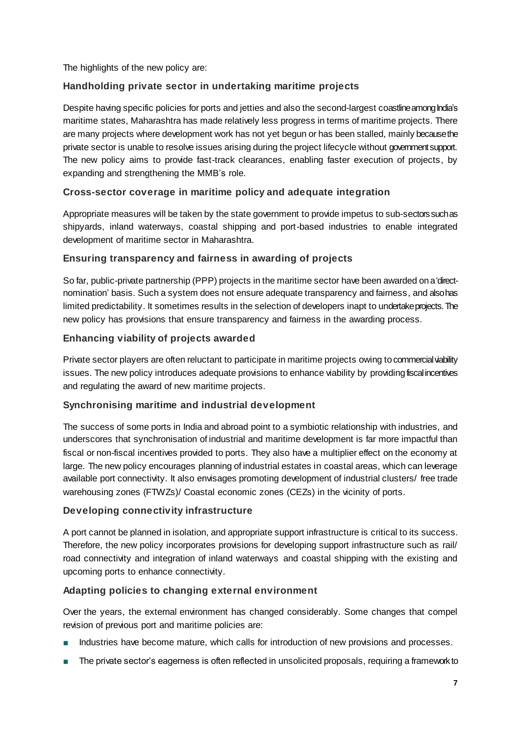The highlights of the new policy are:

### Handholding private sector in undertaking maritime projects

Despite having specific policies for ports and jetties and also the second-largest coastline among India's maritime states, Maharashtra has made relatively less progress in terms of maritime projects. There are many projects where development work has not yet begun or has been stalled, mainly because the private sector is unable to resolve issues arising during the project lifecycle without government support. The new policy aims to provide fast-track clearances, enabling faster execution of projects, by expanding and strengthening the MMB's role.

### Cross-sector coverage in maritime policy and adequate integration

Appropriate measures will be taken by the state government to provide impetus to sub-sectors such as shipyards, inland waterways, coastal shipping and port-based industries to enable integrated development of maritime sector in Maharashtra.

### Ensuring transparency and fairness in awarding of projects

So far, public-private partnership (PPP) projects in the maritime sector have been awarded on a 'direct-nomination' basis. Such a system does not ensure adequate transparency and fairness, and also has limited predictability. It sometimes results in the selection of developers inapt to undertake projects. The new policy has provisions that ensure transparency and fairness in the awarding process.

### Enhancing viability of projects awarded

Private sector players are often reluctant to participate in maritime projects owing to commercial viability issues. The new policy introduces adequate provisions to enhance viability by providing fiscal incentives and regulating the award of new maritime projects.

### Synchronising maritime and industrial development

The success of some ports in India and abroad point to a symbiotic relationship with industries, and underscores that synchronisation of industrial and maritime development is far more impactful than fiscal or non-fiscal incentives provided to ports. They also have a multiplier effect on the economy at large. The new policy encourages planning of industrial estates in coastal areas, which can leverage available port connectivity. It also envisages promoting development of industrial clusters/ free trade warehousing zones (FTWZs)/ Coastal economic zones (CEZs) in the vicinity of ports.

### Developing connectivity infrastructure

A port cannot be planned in isolation, and appropriate support infrastructure is critical to its success. Therefore, the new policy incorporates provisions for developing support infrastructure such as rail/ road connectivity and integration of inland waterways and coastal shipping with the existing and upcoming ports to enhance connectivity.

### Adapting policies to changing external environment

Over the years, the external environment has changed considerably. Some changes that compel revision of previous port and maritime policies are:

- Industries have become mature, which calls for introduction of new provisions and processes.
- The private sector's eagerness is often reflected in unsolicited proposals, requiring a framework to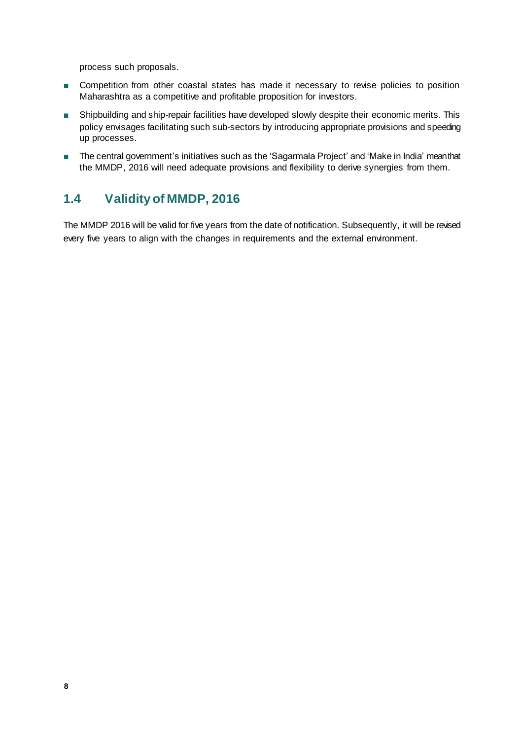process such proposals.

- Competition from other coastal states has made it necessary to revise policies to position Maharashtra as a competitive and profitable proposition for investors.
- Shipbuilding and ship-repair facilities have developed slowly despite their economic merits. This policy envisages facilitating such sub-sectors by introducing appropriate provisions and speeding up processes.
- The central government's initiatives such as the 'Sagarmala Project' and 'Make in India' mean that the MMDP, 2016 will need adequate provisions and flexibility to derive synergies from them.

## 1.4 Validity of MMDP, 2016

The MMDP 2016 will be valid for five years from the date of notification. Subsequently, it will be revised every five years to align with the changes in requirements and the external environment.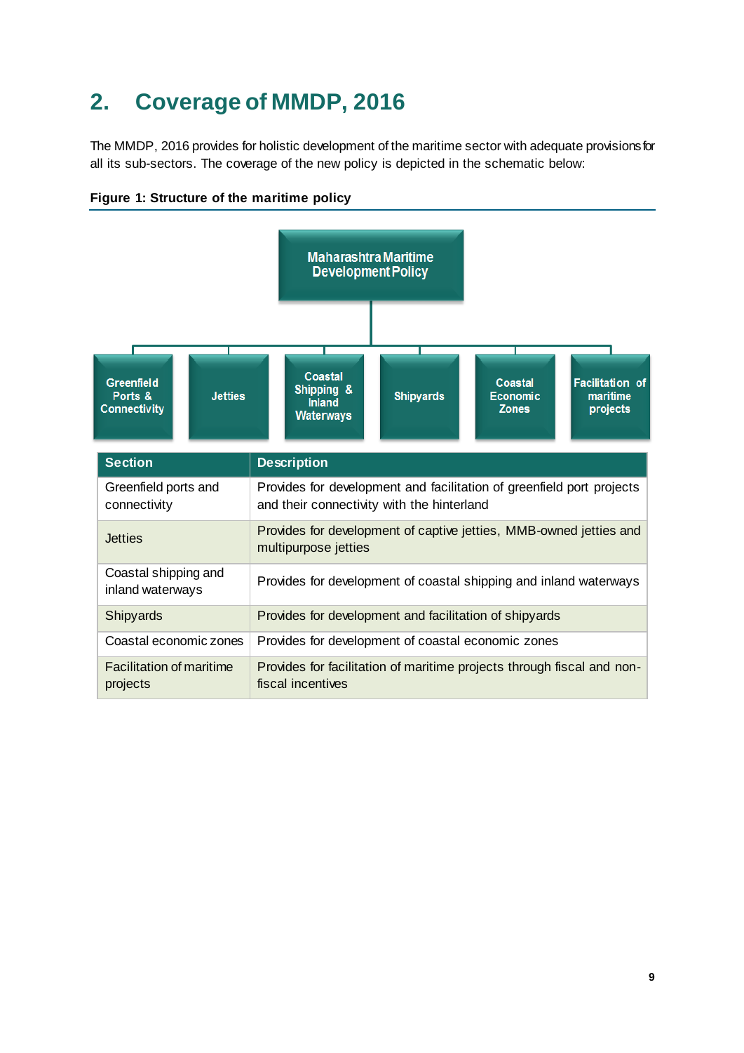## 2. Coverage of MMDP, 2016

The MMDP, 2016 provides for holistic development of the maritime sector with adequate provisions for all its sub-sectors. The coverage of the new policy is depicted in the schematic below:

**Figure 1: Structure of the maritime policy**

Maharashtra Maritime Development Policy

- Greenfield Ports & Connectivity
- Jetties
- Coastal Shipping & Inland Waterways
- Shipyards
- Coastal Economic Zones
- Facilitation of maritime projects

| Section | Description |
|---|---|
| Greenfield ports and connectivity | Provides for development and facilitation of greenfield port projects and their connectivity with the hinterland |
| Jetties | Provides for development of captive jetties, MMB-owned jetties and multipurpose jetties |
| Coastal shipping and inland waterways | Provides for development of coastal shipping and inland waterways |
| Shipyards | Provides for development and facilitation of shipyards |
| Coastal economic zones | Provides for development of coastal economic zones |
| Facilitation of maritime projects | Provides for facilitation of maritime projects through fiscal and non-fiscal incentives |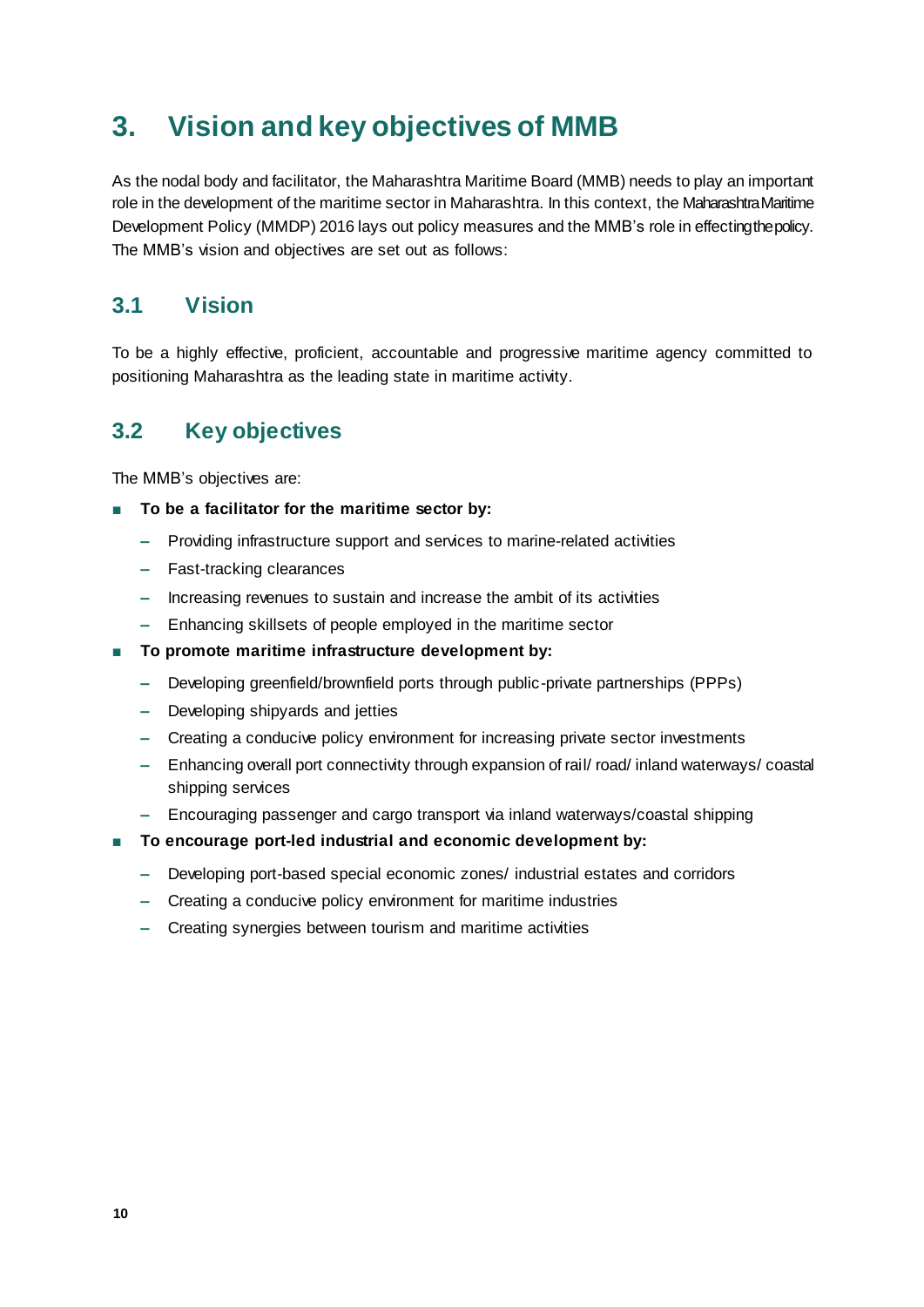# 3. Vision and key objectives of MMB

As the nodal body and facilitator, the Maharashtra Maritime Board (MMB) needs to play an important role in the development of the maritime sector in Maharashtra. In this context, the Maharashtra Maritime Development Policy (MMDP) 2016 lays out policy measures and the MMB's role in effecting the policy. The MMB's vision and objectives are set out as follows:

## 3.1 Vision

To be a highly effective, proficient, accountable and progressive maritime agency committed to positioning Maharashtra as the leading state in maritime activity.

## 3.2 Key objectives

The MMB's objectives are:

- **To be a facilitator for the maritime sector by:**
  - Providing infrastructure support and services to marine-related activities
  - Fast-tracking clearances
  - Increasing revenues to sustain and increase the ambit of its activities
  - Enhancing skillsets of people employed in the maritime sector
- **To promote maritime infrastructure development by:**
  - Developing greenfield/brownfield ports through public-private partnerships (PPPs)
  - Developing shipyards and jetties
  - Creating a conducive policy environment for increasing private sector investments
  - Enhancing overall port connectivity through expansion of rail/ road/ inland waterways/ coastal shipping services
  - Encouraging passenger and cargo transport via inland waterways/coastal shipping
- **To encourage port-led industrial and economic development by:**
  - Developing port-based special economic zones/ industrial estates and corridors
  - Creating a conducive policy environment for maritime industries
  - Creating synergies between tourism and maritime activities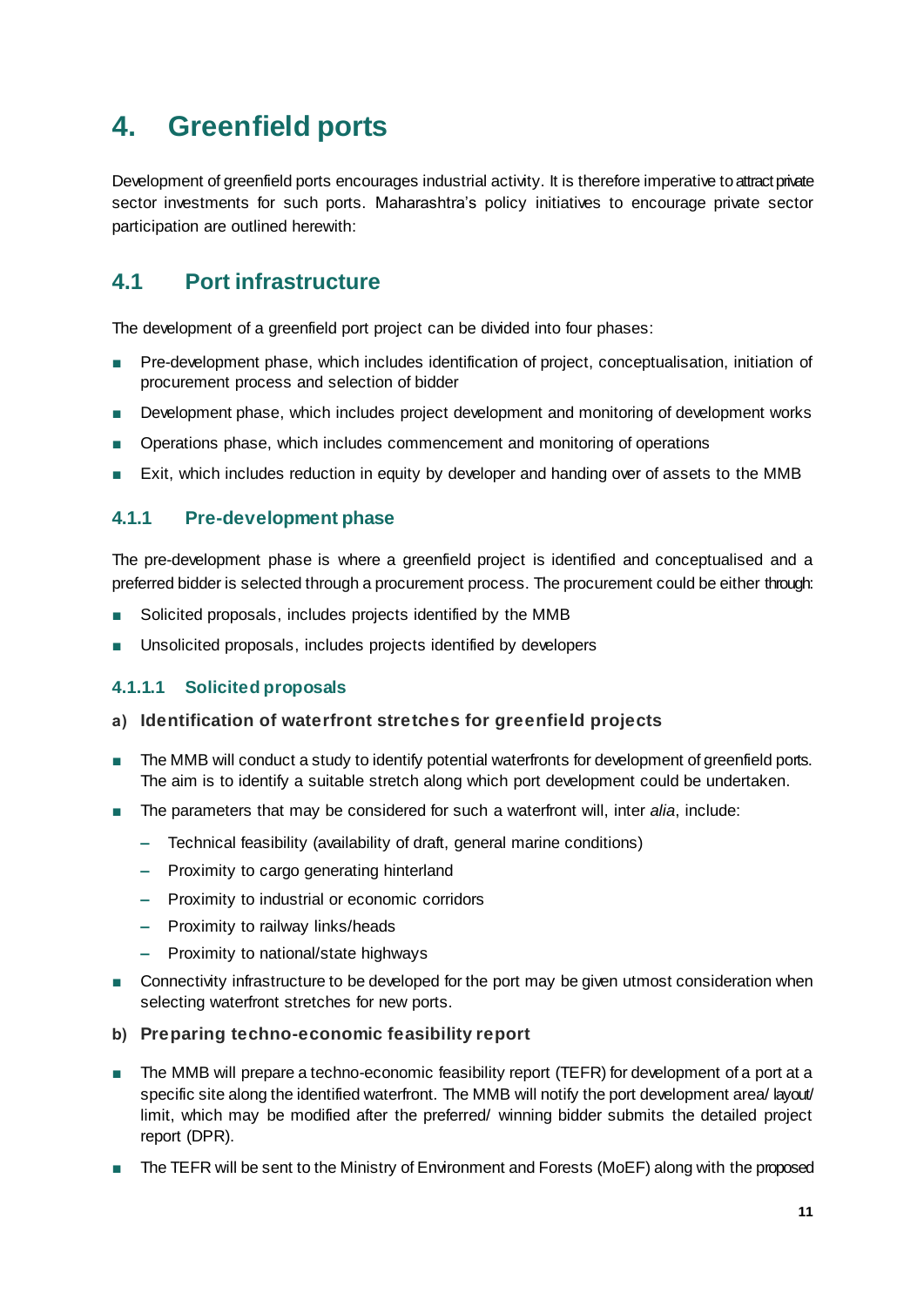# 4. Greenfield ports

Development of greenfield ports encourages industrial activity. It is therefore imperative to attract private sector investments for such ports. Maharashtra's policy initiatives to encourage private sector participation are outlined herewith:

## 4.1 Port infrastructure

The development of a greenfield port project can be divided into four phases:

- Pre-development phase, which includes identification of project, conceptualisation, initiation of procurement process and selection of bidder
- Development phase, which includes project development and monitoring of development works
- Operations phase, which includes commencement and monitoring of operations
- Exit, which includes reduction in equity by developer and handing over of assets to the MMB

### 4.1.1 Pre-development phase

The pre-development phase is where a greenfield project is identified and conceptualised and a preferred bidder is selected through a procurement process. The procurement could be either through:

- Solicited proposals, includes projects identified by the MMB
- Unsolicited proposals, includes projects identified by developers

#### 4.1.1.1 Solicited proposals

**a) Identification of waterfront stretches for greenfield projects**

- The MMB will conduct a study to identify potential waterfronts for development of greenfield ports. The aim is to identify a suitable stretch along which port development could be undertaken.
- The parameters that may be considered for such a waterfront will, inter *alia*, include:
  - Technical feasibility (availability of draft, general marine conditions)
  - Proximity to cargo generating hinterland
  - Proximity to industrial or economic corridors
  - Proximity to railway links/heads
  - Proximity to national/state highways
- Connectivity infrastructure to be developed for the port may be given utmost consideration when selecting waterfront stretches for new ports.

**b) Preparing techno-economic feasibility report**

- The MMB will prepare a techno-economic feasibility report (TEFR) for development of a port at a specific site along the identified waterfront. The MMB will notify the port development area/ layout/ limit, which may be modified after the preferred/ winning bidder submits the detailed project report (DPR).
- The TEFR will be sent to the Ministry of Environment and Forests (MoEF) along with the proposed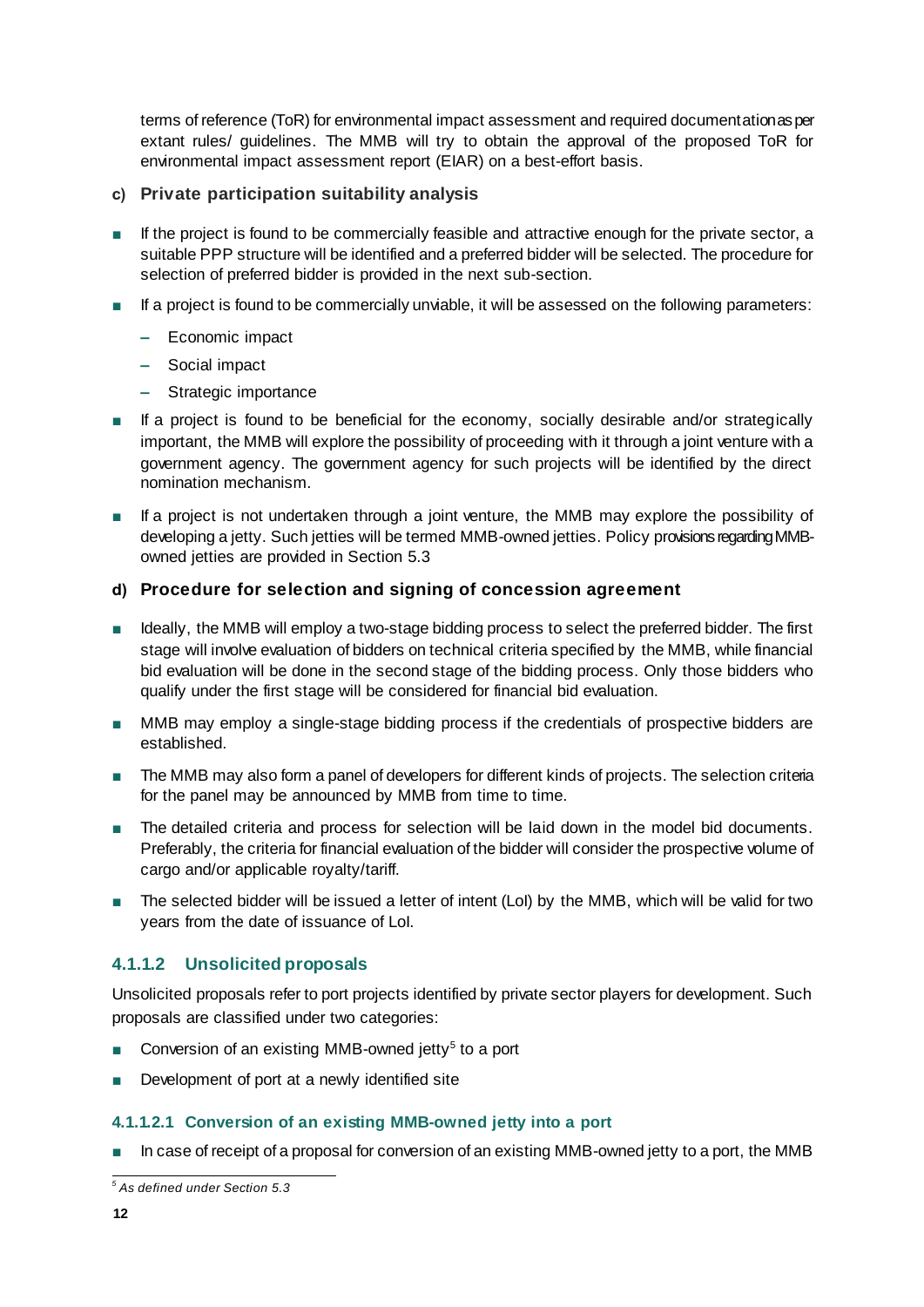terms of reference (ToR) for environmental impact assessment and required documentation as per extant rules/ guidelines. The MMB will try to obtain the approval of the proposed ToR for environmental impact assessment report (EIAR) on a best-effort basis.

#### c) Private participation suitability analysis

- If the project is found to be commercially feasible and attractive enough for the private sector, a suitable PPP structure will be identified and a preferred bidder will be selected. The procedure for selection of preferred bidder is provided in the next sub-section.
- If a project is found to be commercially unviable, it will be assessed on the following parameters:
  - Economic impact
  - Social impact
  - Strategic importance
- If a project is found to be beneficial for the economy, socially desirable and/or strategically important, the MMB will explore the possibility of proceeding with it through a joint venture with a government agency. The government agency for such projects will be identified by the direct nomination mechanism.
- If a project is not undertaken through a joint venture, the MMB may explore the possibility of developing a jetty. Such jetties will be termed MMB-owned jetties. Policy provisions regarding MMB-owned jetties are provided in Section 5.3

#### d) Procedure for selection and signing of concession agreement

- Ideally, the MMB will employ a two-stage bidding process to select the preferred bidder. The first stage will involve evaluation of bidders on technical criteria specified by the MMB, while financial bid evaluation will be done in the second stage of the bidding process. Only those bidders who qualify under the first stage will be considered for financial bid evaluation.
- MMB may employ a single-stage bidding process if the credentials of prospective bidders are established.
- The MMB may also form a panel of developers for different kinds of projects. The selection criteria for the panel may be announced by MMB from time to time.
- The detailed criteria and process for selection will be laid down in the model bid documents. Preferably, the criteria for financial evaluation of the bidder will consider the prospective volume of cargo and/or applicable royalty/tariff.
- The selected bidder will be issued a letter of intent (LoI) by the MMB, which will be valid for two years from the date of issuance of LoI.

### 4.1.1.2 Unsolicited proposals

Unsolicited proposals refer to port projects identified by private sector players for development. Such proposals are classified under two categories:

- Conversion of an existing MMB-owned jetty[5] to a port
- Development of port at a newly identified site

#### 4.1.1.2.1 Conversion of an existing MMB-owned jetty into a port

- In case of receipt of a proposal for conversion of an existing MMB-owned jetty to a port, the MMB

[5] *As defined under Section 5.3*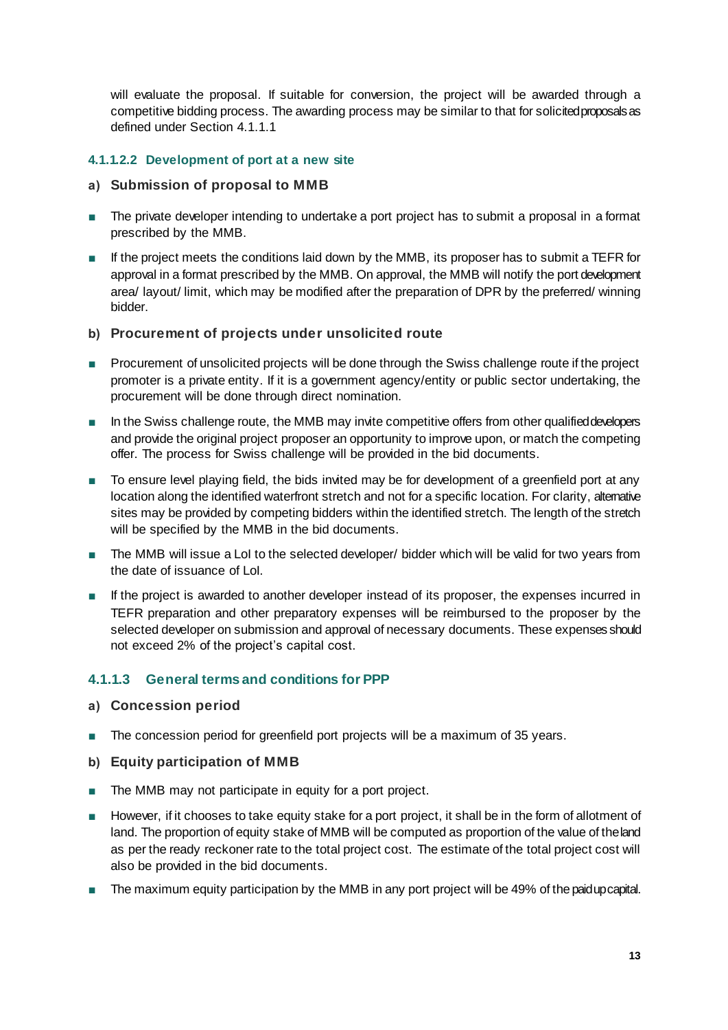will evaluate the proposal. If suitable for conversion, the project will be awarded through a competitive bidding process. The awarding process may be similar to that for solicited proposals as defined under Section 4.1.1.1

#### 4.1.1.2.2 Development of port at a new site

**a) Submission of proposal to MMB**

- The private developer intending to undertake a port project has to submit a proposal in a format prescribed by the MMB.
- If the project meets the conditions laid down by the MMB, its proposer has to submit a TEFR for approval in a format prescribed by the MMB. On approval, the MMB will notify the port development area/ layout/ limit, which may be modified after the preparation of DPR by the preferred/ winning bidder.

**b) Procurement of projects under unsolicited route**

- Procurement of unsolicited projects will be done through the Swiss challenge route if the project promoter is a private entity. If it is a government agency/entity or public sector undertaking, the procurement will be done through direct nomination.
- In the Swiss challenge route, the MMB may invite competitive offers from other qualified developers and provide the original project proposer an opportunity to improve upon, or match the competing offer. The process for Swiss challenge will be provided in the bid documents.
- To ensure level playing field, the bids invited may be for development of a greenfield port at any location along the identified waterfront stretch and not for a specific location. For clarity, alternative sites may be provided by competing bidders within the identified stretch. The length of the stretch will be specified by the MMB in the bid documents.
- The MMB will issue a LoI to the selected developer/ bidder which will be valid for two years from the date of issuance of LoI.
- If the project is awarded to another developer instead of its proposer, the expenses incurred in TEFR preparation and other preparatory expenses will be reimbursed to the proposer by the selected developer on submission and approval of necessary documents. These expenses should not exceed 2% of the project's capital cost.

### 4.1.1.3 General terms and conditions for PPP

**a) Concession period**

- The concession period for greenfield port projects will be a maximum of 35 years.

**b) Equity participation of MMB**

- The MMB may not participate in equity for a port project.
- However, if it chooses to take equity stake for a port project, it shall be in the form of allotment of land. The proportion of equity stake of MMB will be computed as proportion of the value of the land as per the ready reckoner rate to the total project cost. The estimate of the total project cost will also be provided in the bid documents.
- The maximum equity participation by the MMB in any port project will be 49% of the paid up capital.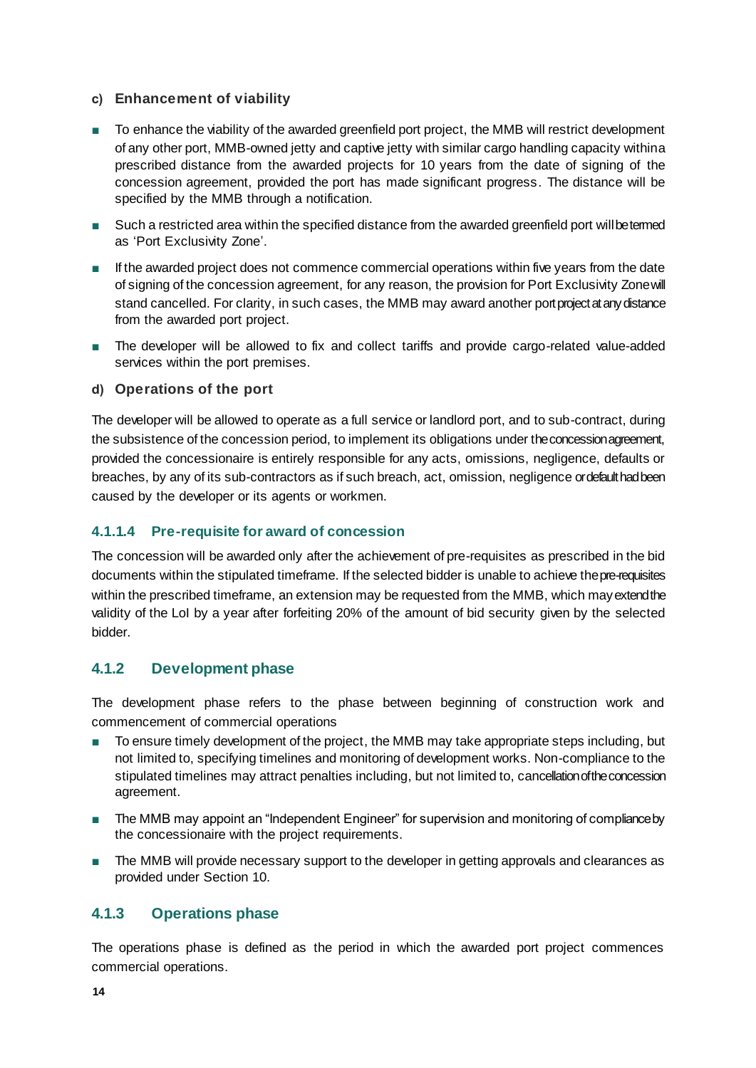#### c) Enhancement of viability

- To enhance the viability of the awarded greenfield port project, the MMB will restrict development of any other port, MMB-owned jetty and captive jetty with similar cargo handling capacity within a prescribed distance from the awarded projects for 10 years from the date of signing of the concession agreement, provided the port has made significant progress. The distance will be specified by the MMB through a notification.
- Such a restricted area within the specified distance from the awarded greenfield port will be termed as 'Port Exclusivity Zone'.
- If the awarded project does not commence commercial operations within five years from the date of signing of the concession agreement, for any reason, the provision for Port Exclusivity Zone will stand cancelled. For clarity, in such cases, the MMB may award another port project at any distance from the awarded port project.
- The developer will be allowed to fix and collect tariffs and provide cargo-related value-added services within the port premises.

#### d) Operations of the port

The developer will be allowed to operate as a full service or landlord port, and to sub-contract, during the subsistence of the concession period, to implement its obligations under the concession agreement, provided the concessionaire is entirely responsible for any acts, omissions, negligence, defaults or breaches, by any of its sub-contractors as if such breach, act, omission, negligence or default had been caused by the developer or its agents or workmen.

#### 4.1.1.4 Pre-requisite for award of concession

The concession will be awarded only after the achievement of pre-requisites as prescribed in the bid documents within the stipulated timeframe. If the selected bidder is unable to achieve the pre-requisites within the prescribed timeframe, an extension may be requested from the MMB, which may extend the validity of the LoI by a year after forfeiting 20% of the amount of bid security given by the selected bidder.

### 4.1.2 Development phase

The development phase refers to the phase between beginning of construction work and commencement of commercial operations

- To ensure timely development of the project, the MMB may take appropriate steps including, but not limited to, specifying timelines and monitoring of development works. Non-compliance to the stipulated timelines may attract penalties including, but not limited to, cancellation of the concession agreement.
- The MMB may appoint an "Independent Engineer" for supervision and monitoring of compliance by the concessionaire with the project requirements.
- The MMB will provide necessary support to the developer in getting approvals and clearances as provided under Section 10.

### 4.1.3 Operations phase

The operations phase is defined as the period in which the awarded port project commences commercial operations.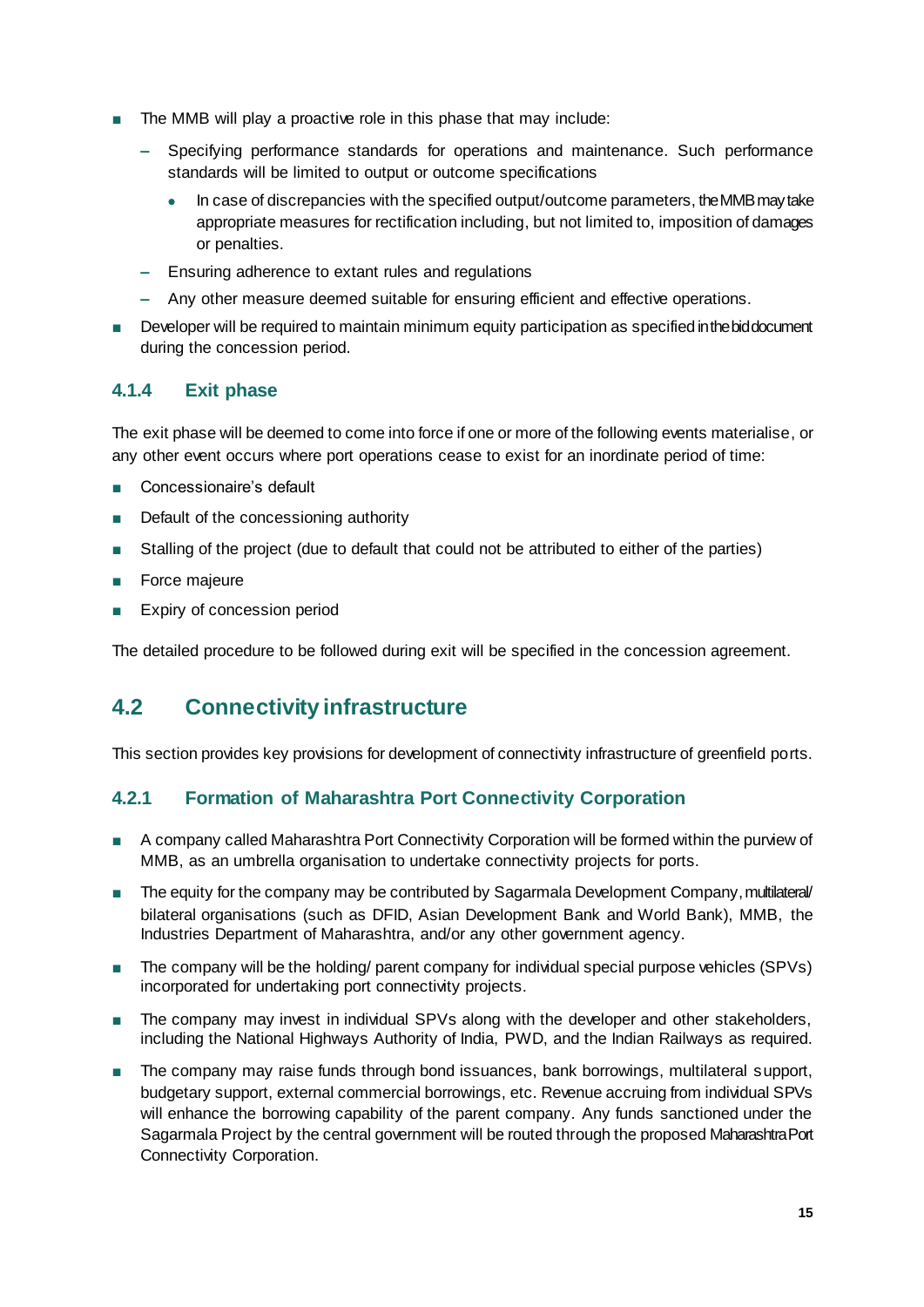- The MMB will play a proactive role in this phase that may include:
  - Specifying performance standards for operations and maintenance. Such performance standards will be limited to output or outcome specifications
    - In case of discrepancies with the specified output/outcome parameters, the MMB may take appropriate measures for rectification including, but not limited to, imposition of damages or penalties.
  - Ensuring adherence to extant rules and regulations
  - Any other measure deemed suitable for ensuring efficient and effective operations.
- Developer will be required to maintain minimum equity participation as specified in the bid document during the concession period.

### 4.1.4 Exit phase

The exit phase will be deemed to come into force if one or more of the following events materialise, or any other event occurs where port operations cease to exist for an inordinate period of time:

- Concessionaire's default
- Default of the concessioning authority
- Stalling of the project (due to default that could not be attributed to either of the parties)
- Force majeure
- Expiry of concession period

The detailed procedure to be followed during exit will be specified in the concession agreement.

## 4.2 Connectivity infrastructure

This section provides key provisions for development of connectivity infrastructure of greenfield ports.

### 4.2.1 Formation of Maharashtra Port Connectivity Corporation

- A company called Maharashtra Port Connectivity Corporation will be formed within the purview of MMB, as an umbrella organisation to undertake connectivity projects for ports.
- The equity for the company may be contributed by Sagarmala Development Company, multilateral/ bilateral organisations (such as DFID, Asian Development Bank and World Bank), MMB, the Industries Department of Maharashtra, and/or any other government agency.
- The company will be the holding/ parent company for individual special purpose vehicles (SPVs) incorporated for undertaking port connectivity projects.
- The company may invest in individual SPVs along with the developer and other stakeholders, including the National Highways Authority of India, PWD, and the Indian Railways as required.
- The company may raise funds through bond issuances, bank borrowings, multilateral support, budgetary support, external commercial borrowings, etc. Revenue accruing from individual SPVs will enhance the borrowing capability of the parent company. Any funds sanctioned under the Sagarmala Project by the central government will be routed through the proposed Maharashtra Port Connectivity Corporation.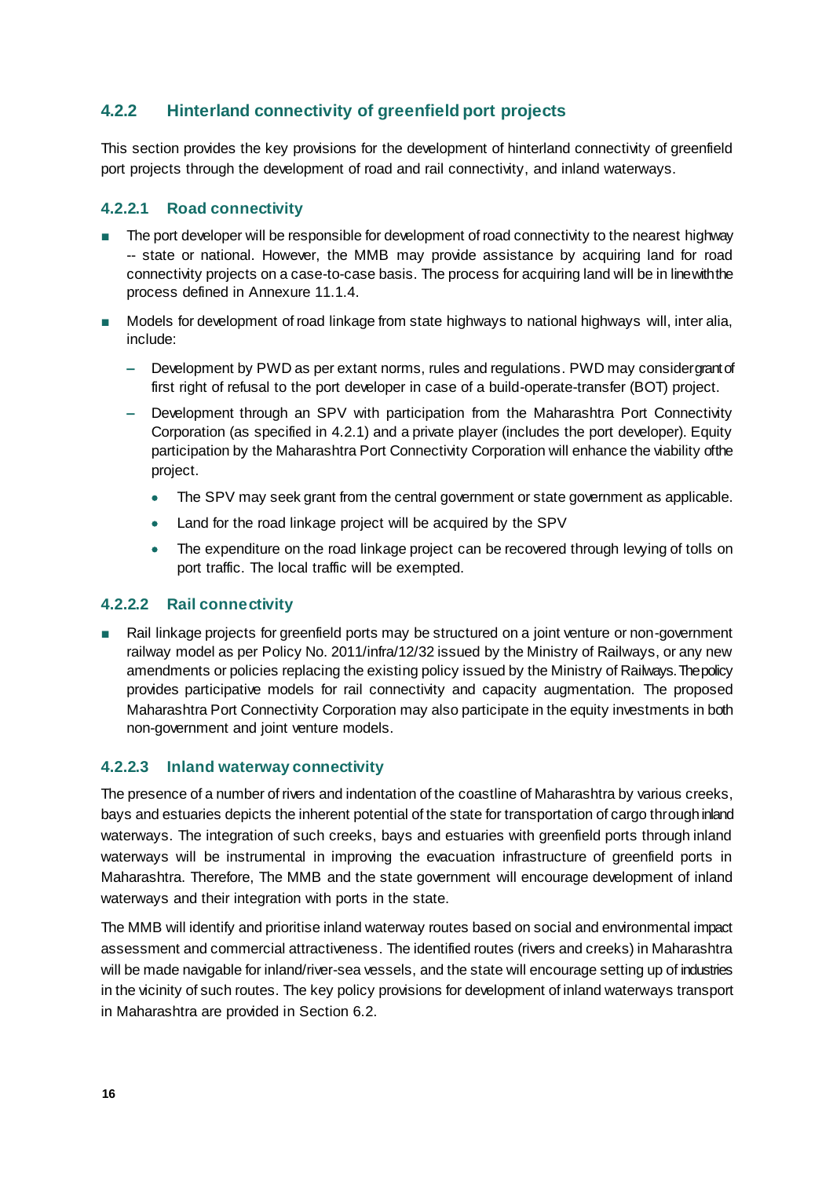### 4.2.2 Hinterland connectivity of greenfield port projects

This section provides the key provisions for the development of hinterland connectivity of greenfield port projects through the development of road and rail connectivity, and inland waterways.

#### 4.2.2.1 Road connectivity

- The port developer will be responsible for development of road connectivity to the nearest highway -- state or national. However, the MMB may provide assistance by acquiring land for road connectivity projects on a case-to-case basis. The process for acquiring land will be in line with the process defined in Annexure 11.1.4.
- Models for development of road linkage from state highways to national highways will, inter alia, include:
  - Development by PWD as per extant norms, rules and regulations. PWD may consider grant of first right of refusal to the port developer in case of a build-operate-transfer (BOT) project.
  - Development through an SPV with participation from the Maharashtra Port Connectivity Corporation (as specified in 4.2.1) and a private player (includes the port developer). Equity participation by the Maharashtra Port Connectivity Corporation will enhance the viability of the project.
    - The SPV may seek grant from the central government or state government as applicable.
    - Land for the road linkage project will be acquired by the SPV
    - The expenditure on the road linkage project can be recovered through levying of tolls on port traffic. The local traffic will be exempted.

#### 4.2.2.2 Rail connectivity

- Rail linkage projects for greenfield ports may be structured on a joint venture or non-government railway model as per Policy No. 2011/infra/12/32 issued by the Ministry of Railways, or any new amendments or policies replacing the existing policy issued by the Ministry of Railways. The policy provides participative models for rail connectivity and capacity augmentation. The proposed Maharashtra Port Connectivity Corporation may also participate in the equity investments in both non-government and joint venture models.

#### 4.2.2.3 Inland waterway connectivity

The presence of a number of rivers and indentation of the coastline of Maharashtra by various creeks, bays and estuaries depicts the inherent potential of the state for transportation of cargo through inland waterways. The integration of such creeks, bays and estuaries with greenfield ports through inland waterways will be instrumental in improving the evacuation infrastructure of greenfield ports in Maharashtra. Therefore, The MMB and the state government will encourage development of inland waterways and their integration with ports in the state.

The MMB will identify and prioritise inland waterway routes based on social and environmental impact assessment and commercial attractiveness. The identified routes (rivers and creeks) in Maharashtra will be made navigable for inland/river-sea vessels, and the state will encourage setting up of industries in the vicinity of such routes. The key policy provisions for development of inland waterways transport in Maharashtra are provided in Section 6.2.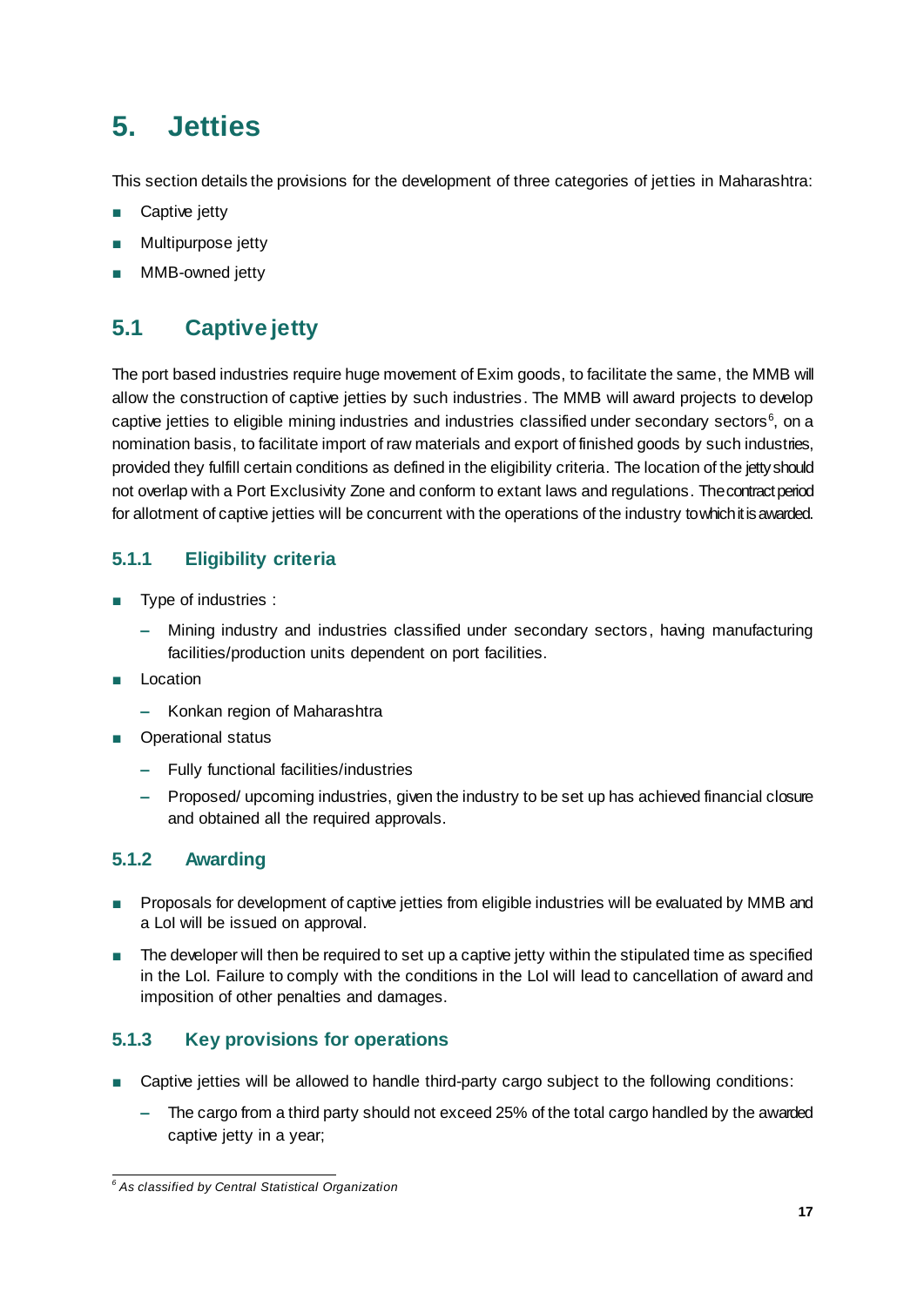# 5. Jetties

This section details the provisions for the development of three categories of jetties in Maharashtra:

- Captive jetty
- Multipurpose jetty
- MMB-owned jetty

## 5.1 Captive jetty

The port based industries require huge movement of Exim goods, to facilitate the same, the MMB will allow the construction of captive jetties by such industries. The MMB will award projects to develop captive jetties to eligible mining industries and industries classified under secondary sectors[6], on a nomination basis, to facilitate import of raw materials and export of finished goods by such industries, provided they fulfill certain conditions as defined in the eligibility criteria. The location of the jetty should not overlap with a Port Exclusivity Zone and conform to extant laws and regulations. The contract period for allotment of captive jetties will be concurrent with the operations of the industry to which it is awarded.

### 5.1.1 Eligibility criteria

- Type of industries :
  - Mining industry and industries classified under secondary sectors, having manufacturing facilities/production units dependent on port facilities.
- Location
  - Konkan region of Maharashtra
- Operational status
  - Fully functional facilities/industries
  - Proposed/ upcoming industries, given the industry to be set up has achieved financial closure and obtained all the required approvals.

### 5.1.2 Awarding

- Proposals for development of captive jetties from eligible industries will be evaluated by MMB and a LoI will be issued on approval.
- The developer will then be required to set up a captive jetty within the stipulated time as specified in the LoI. Failure to comply with the conditions in the LoI will lead to cancellation of award and imposition of other penalties and damages.

### 5.1.3 Key provisions for operations

- Captive jetties will be allowed to handle third-party cargo subject to the following conditions:
  - The cargo from a third party should not exceed 25% of the total cargo handled by the awarded captive jetty in a year;

---

[6] *As classified by Central Statistical Organization*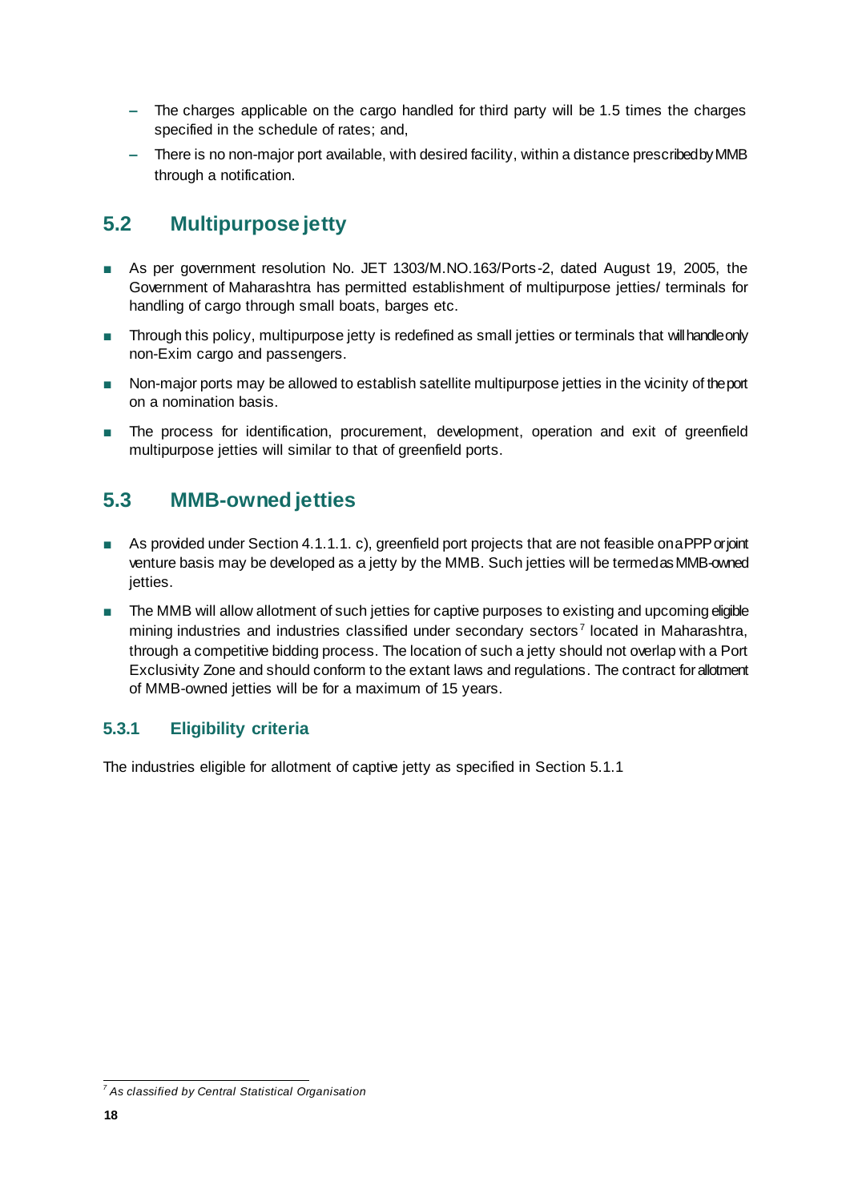- The charges applicable on the cargo handled for third party will be 1.5 times the charges specified in the schedule of rates; and,
- There is no non-major port available, with desired facility, within a distance prescribed by MMB through a notification.

## 5.2 Multipurpose jetty

- As per government resolution No. JET 1303/M.NO.163/Ports-2, dated August 19, 2005, the Government of Maharashtra has permitted establishment of multipurpose jetties/ terminals for handling of cargo through small boats, barges etc.
- Through this policy, multipurpose jetty is redefined as small jetties or terminals that will handle only non-Exim cargo and passengers.
- Non-major ports may be allowed to establish satellite multipurpose jetties in the vicinity of the port on a nomination basis.
- The process for identification, procurement, development, operation and exit of greenfield multipurpose jetties will similar to that of greenfield ports.

## 5.3 MMB-owned jetties

- As provided under Section 4.1.1.1. c), greenfield port projects that are not feasible on a PPP or joint venture basis may be developed as a jetty by the MMB. Such jetties will be termed as MMB-owned jetties.
- The MMB will allow allotment of such jetties for captive purposes to existing and upcoming eligible mining industries and industries classified under secondary sectors[7] located in Maharashtra, through a competitive bidding process. The location of such a jetty should not overlap with a Port Exclusivity Zone and should conform to the extant laws and regulations. The contract for allotment of MMB-owned jetties will be for a maximum of 15 years.

### 5.3.1 Eligibility criteria

The industries eligible for allotment of captive jetty as specified in Section 5.1.1

---

[7] *As classified by Central Statistical Organisation*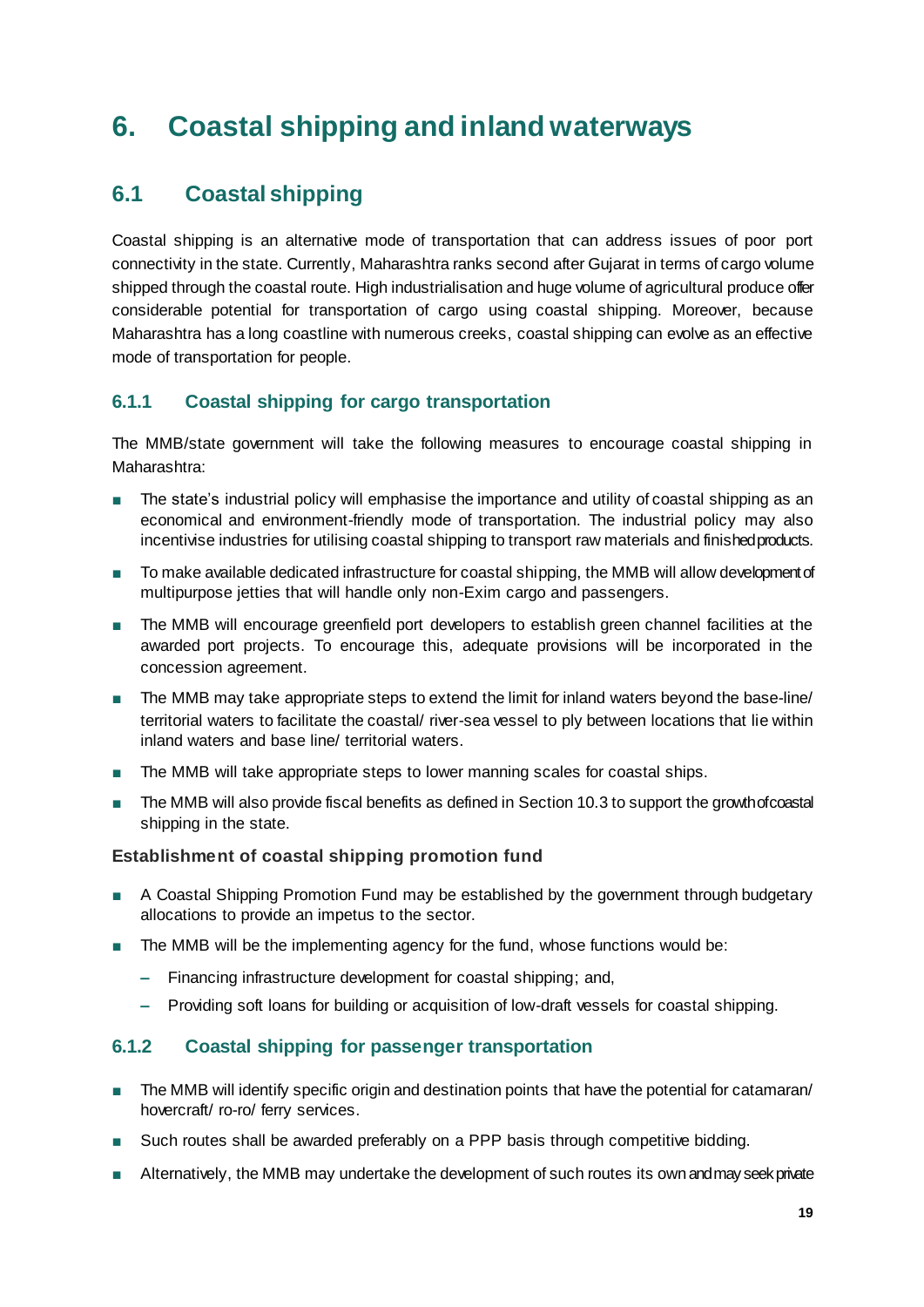# 6. Coastal shipping and inland waterways

## 6.1 Coastal shipping

Coastal shipping is an alternative mode of transportation that can address issues of poor port connectivity in the state. Currently, Maharashtra ranks second after Gujarat in terms of cargo volume shipped through the coastal route. High industrialisation and huge volume of agricultural produce offer considerable potential for transportation of cargo using coastal shipping. Moreover, because Maharashtra has a long coastline with numerous creeks, coastal shipping can evolve as an effective mode of transportation for people.

### 6.1.1 Coastal shipping for cargo transportation

The MMB/state government will take the following measures to encourage coastal shipping in Maharashtra:

- The state's industrial policy will emphasise the importance and utility of coastal shipping as an economical and environment-friendly mode of transportation. The industrial policy may also incentivise industries for utilising coastal shipping to transport raw materials and finished products.
- To make available dedicated infrastructure for coastal shipping, the MMB will allow development of multipurpose jetties that will handle only non-Exim cargo and passengers.
- The MMB will encourage greenfield port developers to establish green channel facilities at the awarded port projects. To encourage this, adequate provisions will be incorporated in the concession agreement.
- The MMB may take appropriate steps to extend the limit for inland waters beyond the base-line/ territorial waters to facilitate the coastal/ river-sea vessel to ply between locations that lie within inland waters and base line/ territorial waters.
- The MMB will take appropriate steps to lower manning scales for coastal ships.
- The MMB will also provide fiscal benefits as defined in Section 10.3 to support the growth of coastal shipping in the state.

**Establishment of coastal shipping promotion fund**

- A Coastal Shipping Promotion Fund may be established by the government through budgetary allocations to provide an impetus to the sector.
- The MMB will be the implementing agency for the fund, whose functions would be:
  - Financing infrastructure development for coastal shipping; and,
  - Providing soft loans for building or acquisition of low-draft vessels for coastal shipping.

### 6.1.2 Coastal shipping for passenger transportation

- The MMB will identify specific origin and destination points that have the potential for catamaran/ hovercraft/ ro-ro/ ferry services.
- Such routes shall be awarded preferably on a PPP basis through competitive bidding.
- Alternatively, the MMB may undertake the development of such routes its own and may seek private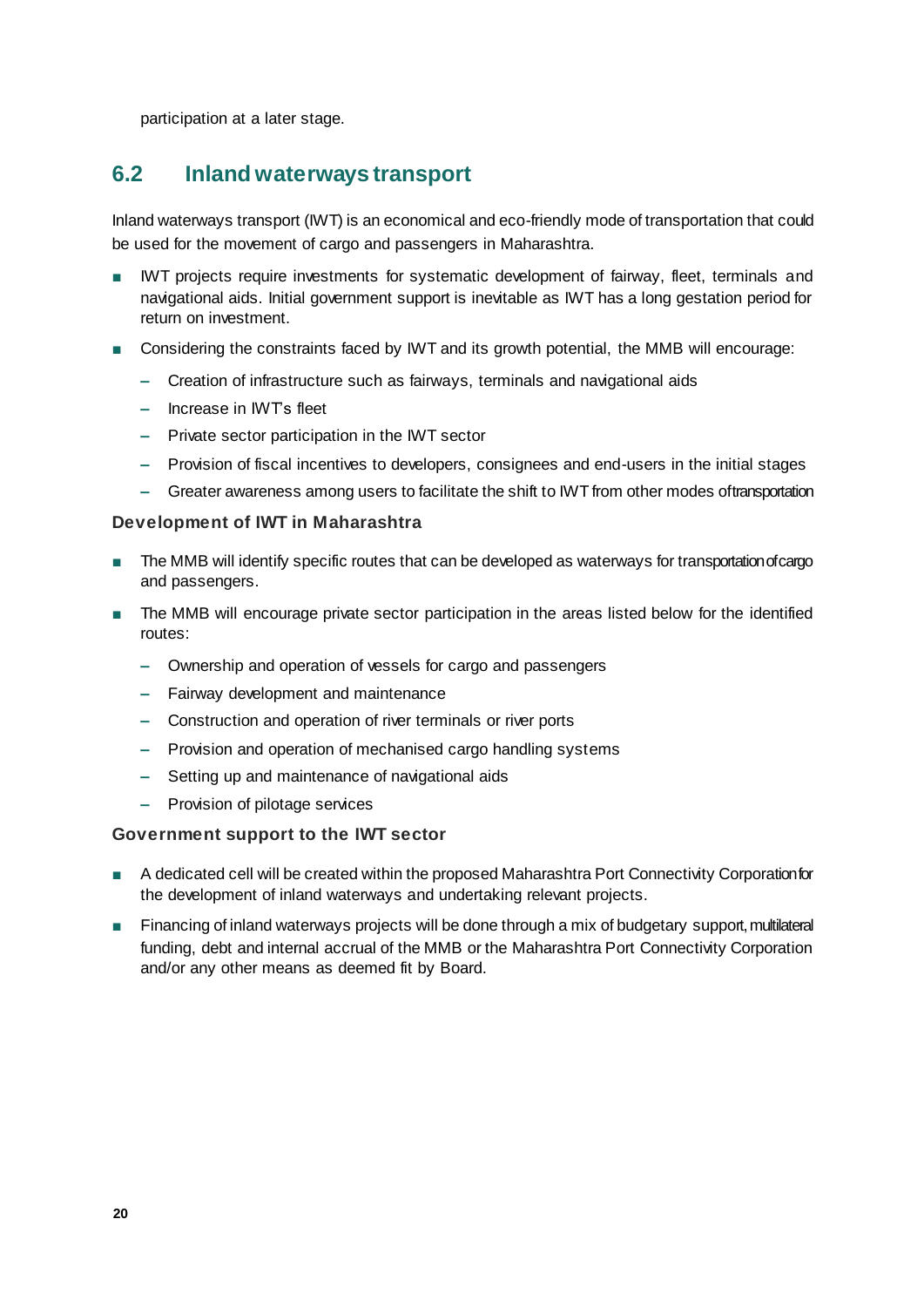participation at a later stage.

## 6.2 Inland waterways transport

Inland waterways transport (IWT) is an economical and eco-friendly mode of transportation that could be used for the movement of cargo and passengers in Maharashtra.

- IWT projects require investments for systematic development of fairway, fleet, terminals and navigational aids. Initial government support is inevitable as IWT has a long gestation period for return on investment.
- Considering the constraints faced by IWT and its growth potential, the MMB will encourage:
  - Creation of infrastructure such as fairways, terminals and navigational aids
  - Increase in IWT's fleet
  - Private sector participation in the IWT sector
  - Provision of fiscal incentives to developers, consignees and end-users in the initial stages
  - Greater awareness among users to facilitate the shift to IWT from other modes of transportation

### Development of IWT in Maharashtra

- The MMB will identify specific routes that can be developed as waterways for transportation of cargo and passengers.
- The MMB will encourage private sector participation in the areas listed below for the identified routes:
  - Ownership and operation of vessels for cargo and passengers
  - Fairway development and maintenance
  - Construction and operation of river terminals or river ports
  - Provision and operation of mechanised cargo handling systems
  - Setting up and maintenance of navigational aids
  - Provision of pilotage services

### Government support to the IWT sector

- A dedicated cell will be created within the proposed Maharashtra Port Connectivity Corporation for the development of inland waterways and undertaking relevant projects.
- Financing of inland waterways projects will be done through a mix of budgetary support, multilateral funding, debt and internal accrual of the MMB or the Maharashtra Port Connectivity Corporation and/or any other means as deemed fit by Board.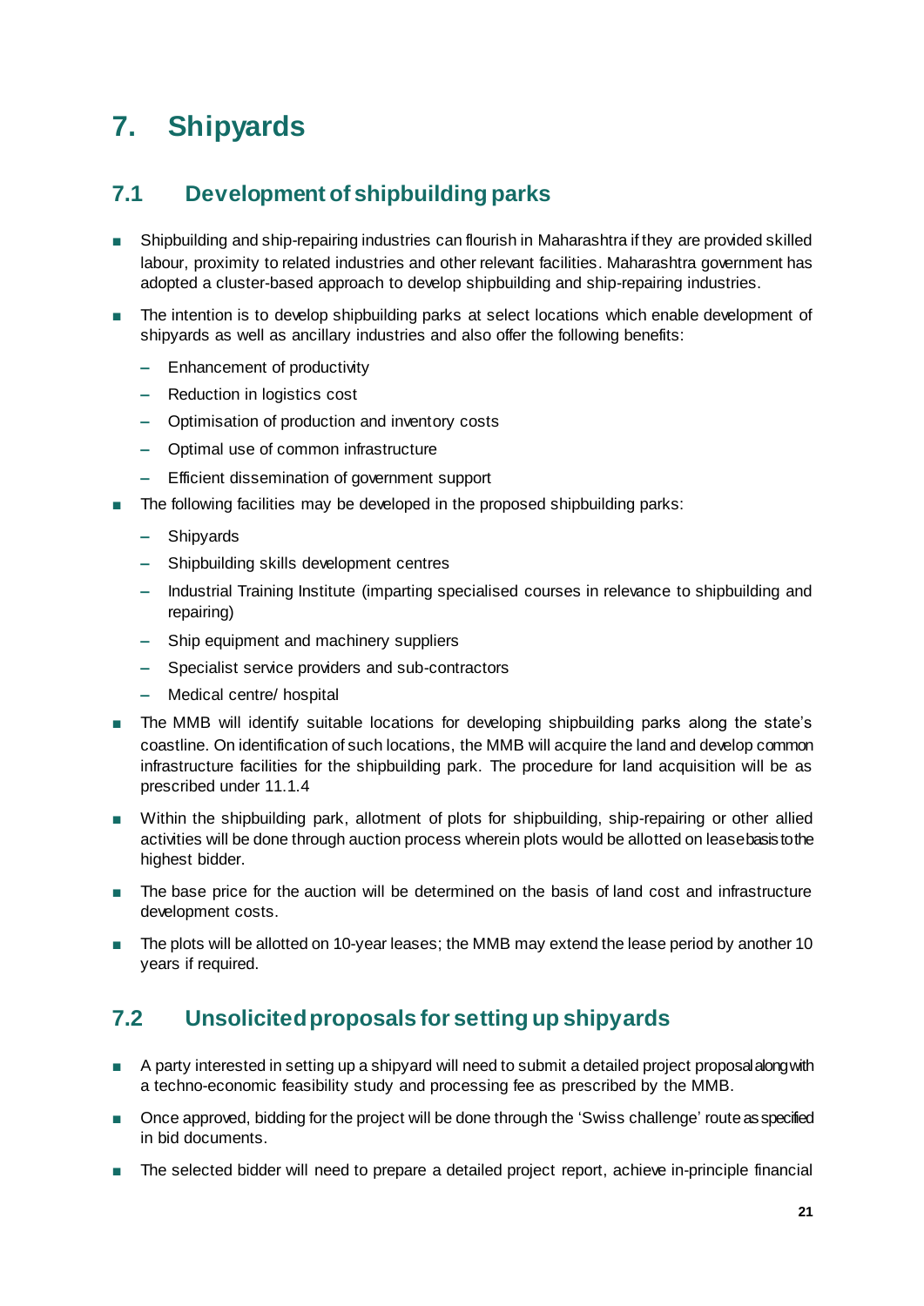# 7. Shipyards

## 7.1 Development of shipbuilding parks

- Shipbuilding and ship-repairing industries can flourish in Maharashtra if they are provided skilled labour, proximity to related industries and other relevant facilities. Maharashtra government has adopted a cluster-based approach to develop shipbuilding and ship-repairing industries.
- The intention is to develop shipbuilding parks at select locations which enable development of shipyards as well as ancillary industries and also offer the following benefits:
  - Enhancement of productivity
  - Reduction in logistics cost
  - Optimisation of production and inventory costs
  - Optimal use of common infrastructure
  - Efficient dissemination of government support
- The following facilities may be developed in the proposed shipbuilding parks:
  - Shipyards
  - Shipbuilding skills development centres
  - Industrial Training Institute (imparting specialised courses in relevance to shipbuilding and repairing)
  - Ship equipment and machinery suppliers
  - Specialist service providers and sub-contractors
  - Medical centre/ hospital
- The MMB will identify suitable locations for developing shipbuilding parks along the state's coastline. On identification of such locations, the MMB will acquire the land and develop common infrastructure facilities for the shipbuilding park. The procedure for land acquisition will be as prescribed under 11.1.4
- Within the shipbuilding park, allotment of plots for shipbuilding, ship-repairing or other allied activities will be done through auction process wherein plots would be allotted on lease basis to the highest bidder.
- The base price for the auction will be determined on the basis of land cost and infrastructure development costs.
- The plots will be allotted on 10-year leases; the MMB may extend the lease period by another 10 years if required.

## 7.2 Unsolicited proposals for setting up shipyards

- A party interested in setting up a shipyard will need to submit a detailed project proposal along with a techno-economic feasibility study and processing fee as prescribed by the MMB.
- Once approved, bidding for the project will be done through the 'Swiss challenge' route as specified in bid documents.
- The selected bidder will need to prepare a detailed project report, achieve in-principle financial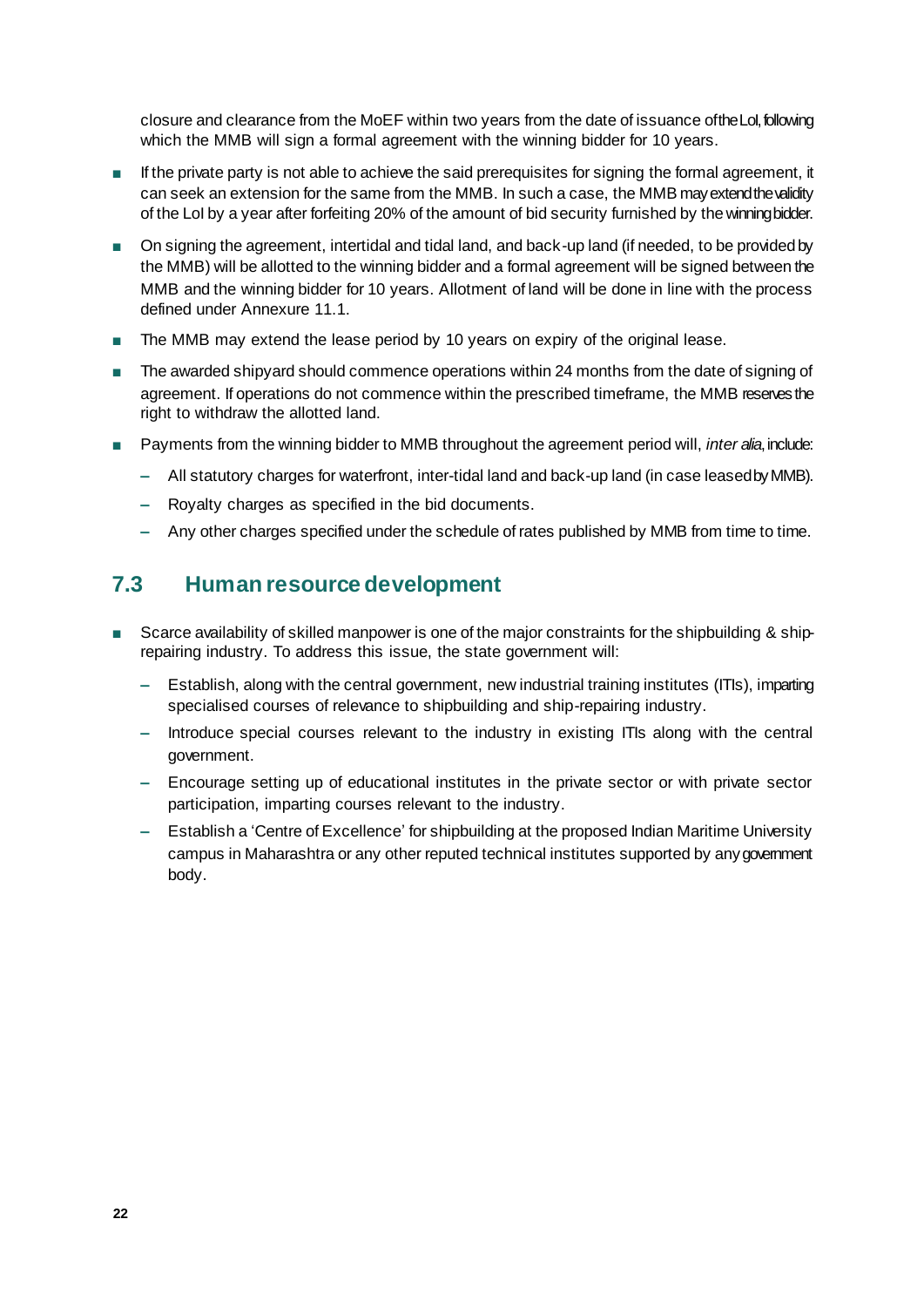closure and clearance from the MoEF within two years from the date of issuance of the LoI, following which the MMB will sign a formal agreement with the winning bidder for 10 years.

- If the private party is not able to achieve the said prerequisites for signing the formal agreement, it can seek an extension for the same from the MMB. In such a case, the MMB may extend the validity of the LoI by a year after forfeiting 20% of the amount of bid security furnished by the winning bidder.
- On signing the agreement, intertidal and tidal land, and back-up land (if needed, to be provided by the MMB) will be allotted to the winning bidder and a formal agreement will be signed between the MMB and the winning bidder for 10 years. Allotment of land will be done in line with the process defined under Annexure 11.1.
- The MMB may extend the lease period by 10 years on expiry of the original lease.
- The awarded shipyard should commence operations within 24 months from the date of signing of agreement. If operations do not commence within the prescribed timeframe, the MMB reserves the right to withdraw the allotted land.
- Payments from the winning bidder to MMB throughout the agreement period will, *inter alia*, include:
  - All statutory charges for waterfront, inter-tidal land and back-up land (in case leased by MMB).
  - Royalty charges as specified in the bid documents.
  - Any other charges specified under the schedule of rates published by MMB from time to time.

## 7.3 Human resource development

- Scarce availability of skilled manpower is one of the major constraints for the shipbuilding & ship-repairing industry. To address this issue, the state government will:
  - Establish, along with the central government, new industrial training institutes (ITIs), imparting specialised courses of relevance to shipbuilding and ship-repairing industry.
  - Introduce special courses relevant to the industry in existing ITIs along with the central government.
  - Encourage setting up of educational institutes in the private sector or with private sector participation, imparting courses relevant to the industry.
  - Establish a 'Centre of Excellence' for shipbuilding at the proposed Indian Maritime University campus in Maharashtra or any other reputed technical institutes supported by any government body.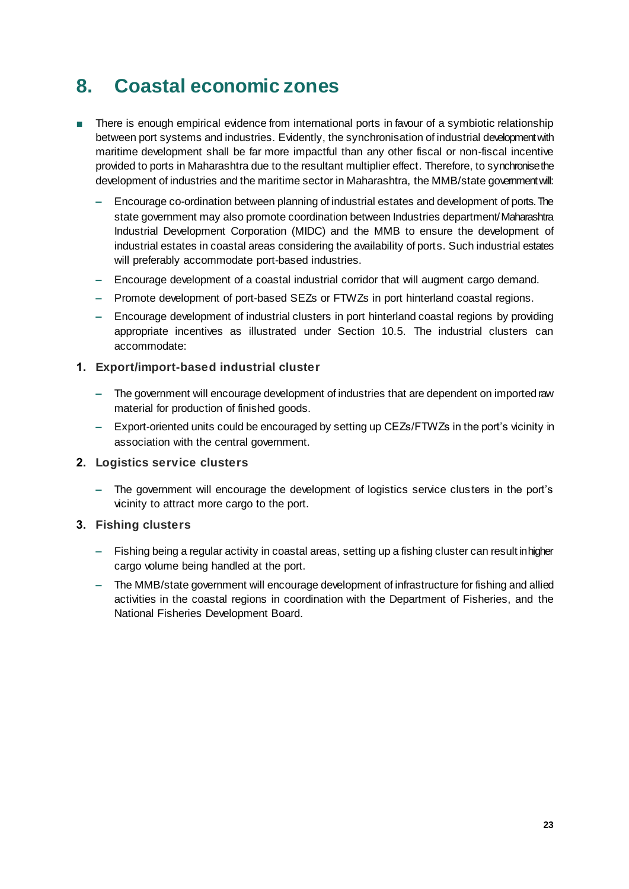# 8. Coastal economic zones

- There is enough empirical evidence from international ports in favour of a symbiotic relationship between port systems and industries. Evidently, the synchronisation of industrial development with maritime development shall be far more impactful than any other fiscal or non-fiscal incentive provided to ports in Maharashtra due to the resultant multiplier effect. Therefore, to synchronise the development of industries and the maritime sector in Maharashtra, the MMB/state government will:
  - Encourage co-ordination between planning of industrial estates and development of ports. The state government may also promote coordination between Industries department/ Maharashtra Industrial Development Corporation (MIDC) and the MMB to ensure the development of industrial estates in coastal areas considering the availability of ports. Such industrial estates will preferably accommodate port-based industries.
  - Encourage development of a coastal industrial corridor that will augment cargo demand.
  - Promote development of port-based SEZs or FTWZs in port hinterland coastal regions.
  - Encourage development of industrial clusters in port hinterland coastal regions by providing appropriate incentives as illustrated under Section 10.5. The industrial clusters can accommodate:

### 1. Export/import-based industrial cluster

- The government will encourage development of industries that are dependent on imported raw material for production of finished goods.
- Export-oriented units could be encouraged by setting up CEZs/FTWZs in the port's vicinity in association with the central government.

### 2. Logistics service clusters

- The government will encourage the development of logistics service clusters in the port's vicinity to attract more cargo to the port.

### 3. Fishing clusters

- Fishing being a regular activity in coastal areas, setting up a fishing cluster can result in higher cargo volume being handled at the port.
- The MMB/state government will encourage development of infrastructure for fishing and allied activities in the coastal regions in coordination with the Department of Fisheries, and the National Fisheries Development Board.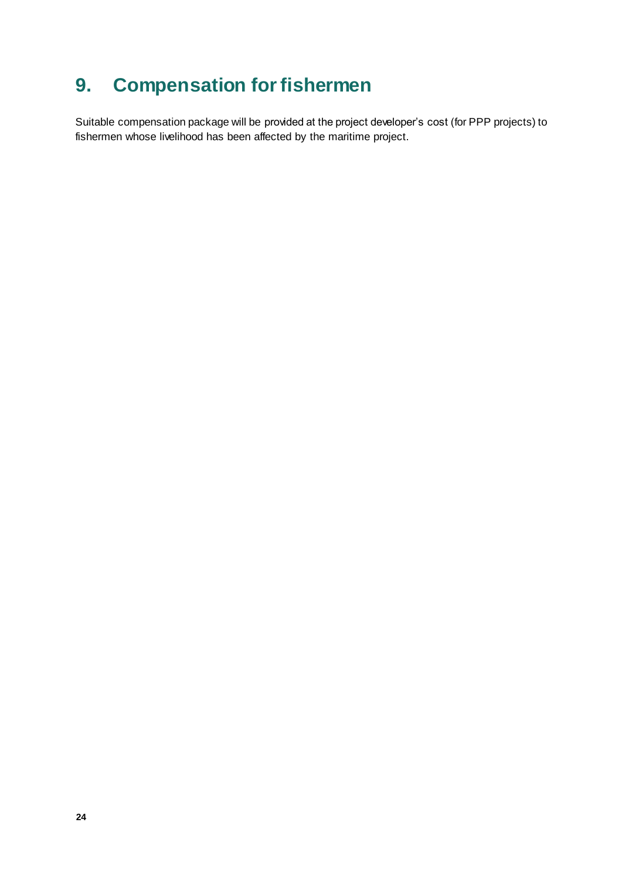# 9. Compensation for fishermen

Suitable compensation package will be provided at the project developer's cost (for PPP projects) to fishermen whose livelihood has been affected by the maritime project.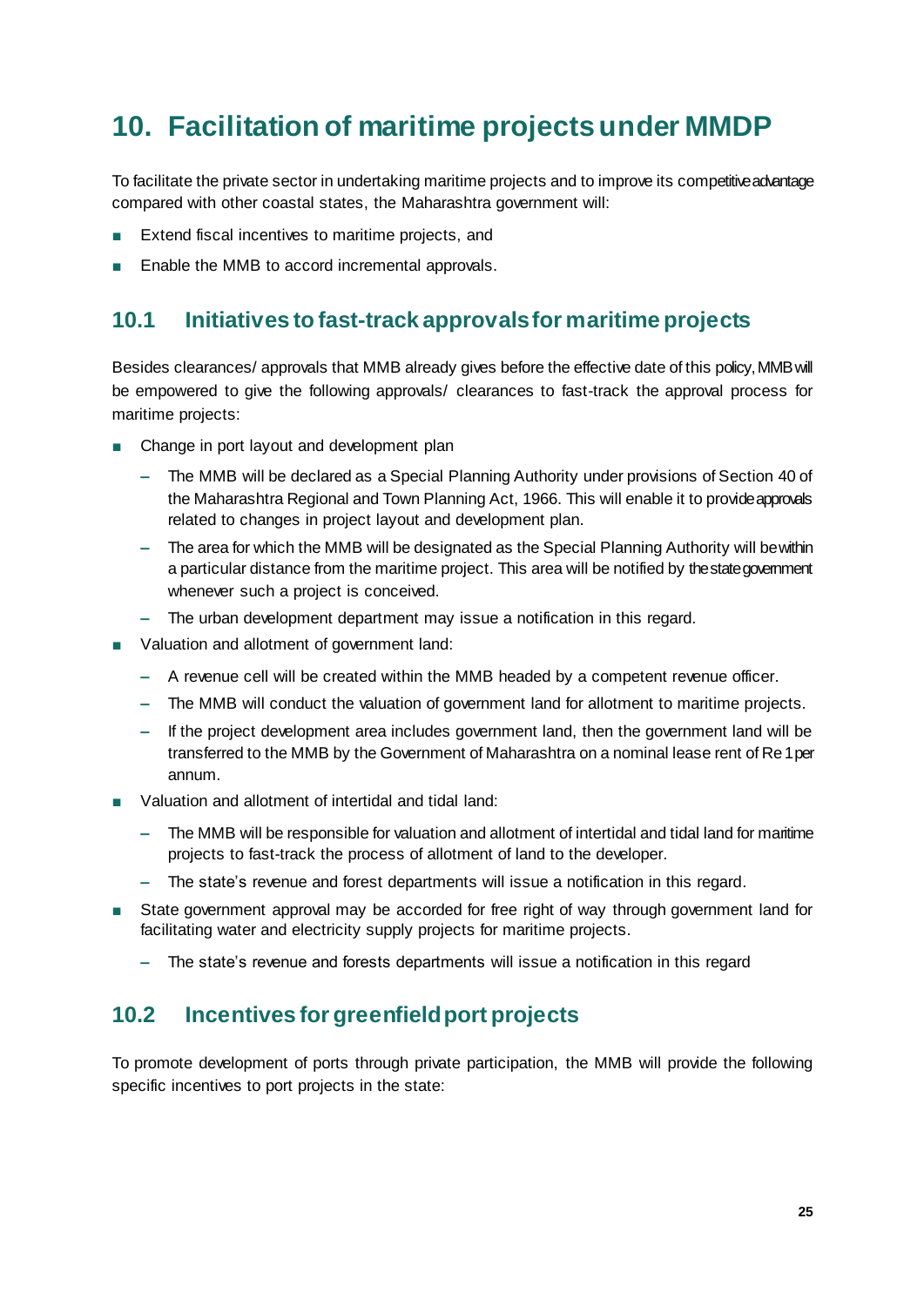# 10. Facilitation of maritime projects under MMDP

To facilitate the private sector in undertaking maritime projects and to improve its competitive advantage compared with other coastal states, the Maharashtra government will:

- Extend fiscal incentives to maritime projects, and
- Enable the MMB to accord incremental approvals.

## 10.1 Initiatives to fast-track approvals for maritime projects

Besides clearances/ approvals that MMB already gives before the effective date of this policy, MMB will be empowered to give the following approvals/ clearances to fast-track the approval process for maritime projects:

- Change in port layout and development plan
  - The MMB will be declared as a Special Planning Authority under provisions of Section 40 of the Maharashtra Regional and Town Planning Act, 1966. This will enable it to provide approvals related to changes in project layout and development plan.
  - The area for which the MMB will be designated as the Special Planning Authority will be within a particular distance from the maritime project. This area will be notified by the state government whenever such a project is conceived.
  - The urban development department may issue a notification in this regard.
- Valuation and allotment of government land:
  - A revenue cell will be created within the MMB headed by a competent revenue officer.
  - The MMB will conduct the valuation of government land for allotment to maritime projects.
  - If the project development area includes government land, then the government land will be transferred to the MMB by the Government of Maharashtra on a nominal lease rent of Re 1 per annum.
- Valuation and allotment of intertidal and tidal land:
  - The MMB will be responsible for valuation and allotment of intertidal and tidal land for maritime projects to fast-track the process of allotment of land to the developer.
  - The state's revenue and forest departments will issue a notification in this regard.
- State government approval may be accorded for free right of way through government land for facilitating water and electricity supply projects for maritime projects.
  - The state's revenue and forests departments will issue a notification in this regard

## 10.2 Incentives for greenfield port projects

To promote development of ports through private participation, the MMB will provide the following specific incentives to port projects in the state: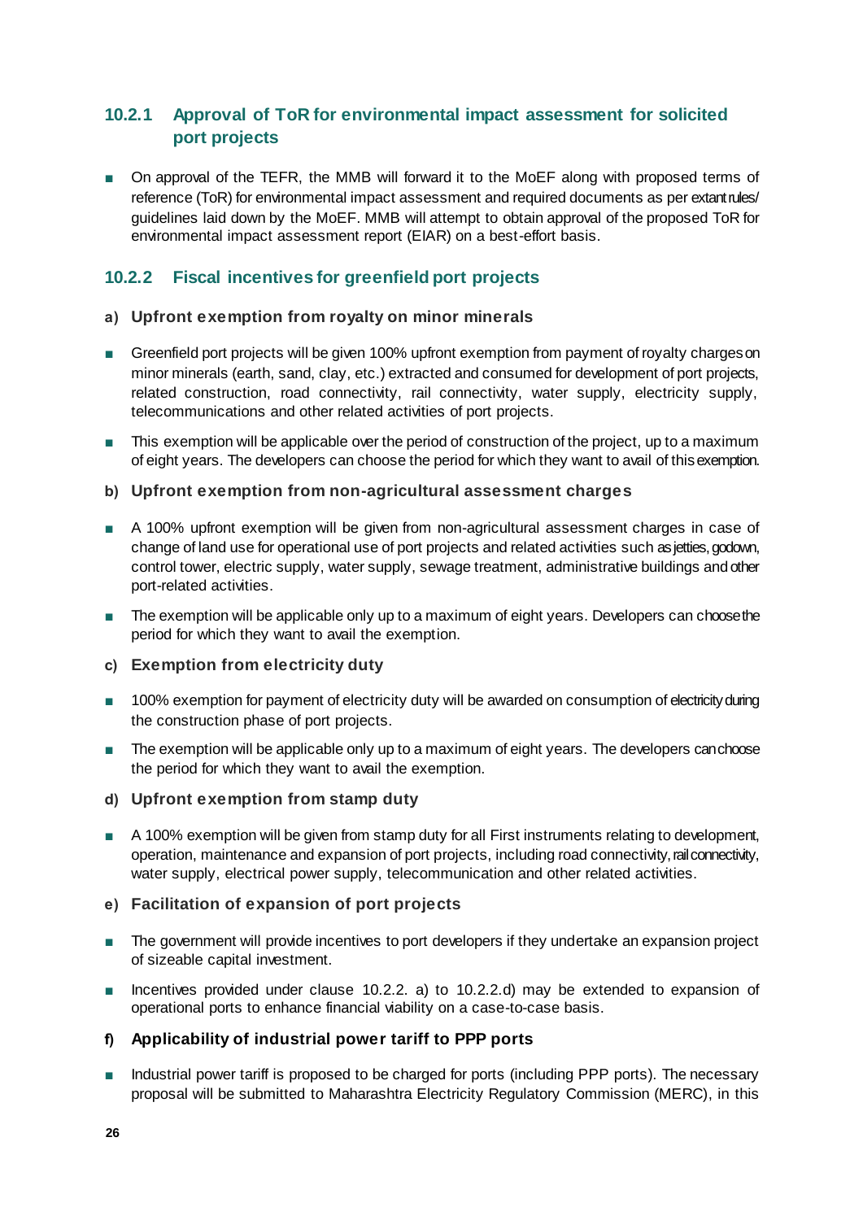### 10.2.1 Approval of ToR for environmental impact assessment for solicited port projects

- On approval of the TEFR, the MMB will forward it to the MoEF along with proposed terms of reference (ToR) for environmental impact assessment and required documents as per extant rules/ guidelines laid down by the MoEF. MMB will attempt to obtain approval of the proposed ToR for environmental impact assessment report (EIAR) on a best-effort basis.

### 10.2.2 Fiscal incentives for greenfield port projects

**a) Upfront exemption from royalty on minor minerals**

- Greenfield port projects will be given 100% upfront exemption from payment of royalty charges on minor minerals (earth, sand, clay, etc.) extracted and consumed for development of port projects, related construction, road connectivity, rail connectivity, water supply, electricity supply, telecommunications and other related activities of port projects.
- This exemption will be applicable over the period of construction of the project, up to a maximum of eight years. The developers can choose the period for which they want to avail of this exemption.

**b) Upfront exemption from non-agricultural assessment charges**

- A 100% upfront exemption will be given from non-agricultural assessment charges in case of change of land use for operational use of port projects and related activities such as jetties, godown, control tower, electric supply, water supply, sewage treatment, administrative buildings and other port-related activities.
- The exemption will be applicable only up to a maximum of eight years. Developers can choose the period for which they want to avail the exemption.

**c) Exemption from electricity duty**

- 100% exemption for payment of electricity duty will be awarded on consumption of electricity during the construction phase of port projects.
- The exemption will be applicable only up to a maximum of eight years. The developers can choose the period for which they want to avail the exemption.

**d) Upfront exemption from stamp duty**

- A 100% exemption will be given from stamp duty for all First instruments relating to development, operation, maintenance and expansion of port projects, including road connectivity, rail connectivity, water supply, electrical power supply, telecommunication and other related activities.

**e) Facilitation of expansion of port projects**

- The government will provide incentives to port developers if they undertake an expansion project of sizeable capital investment.
- Incentives provided under clause 10.2.2. a) to 10.2.2.d) may be extended to expansion of operational ports to enhance financial viability on a case-to-case basis.

**f) Applicability of industrial power tariff to PPP ports**

- Industrial power tariff is proposed to be charged for ports (including PPP ports). The necessary proposal will be submitted to Maharashtra Electricity Regulatory Commission (MERC), in this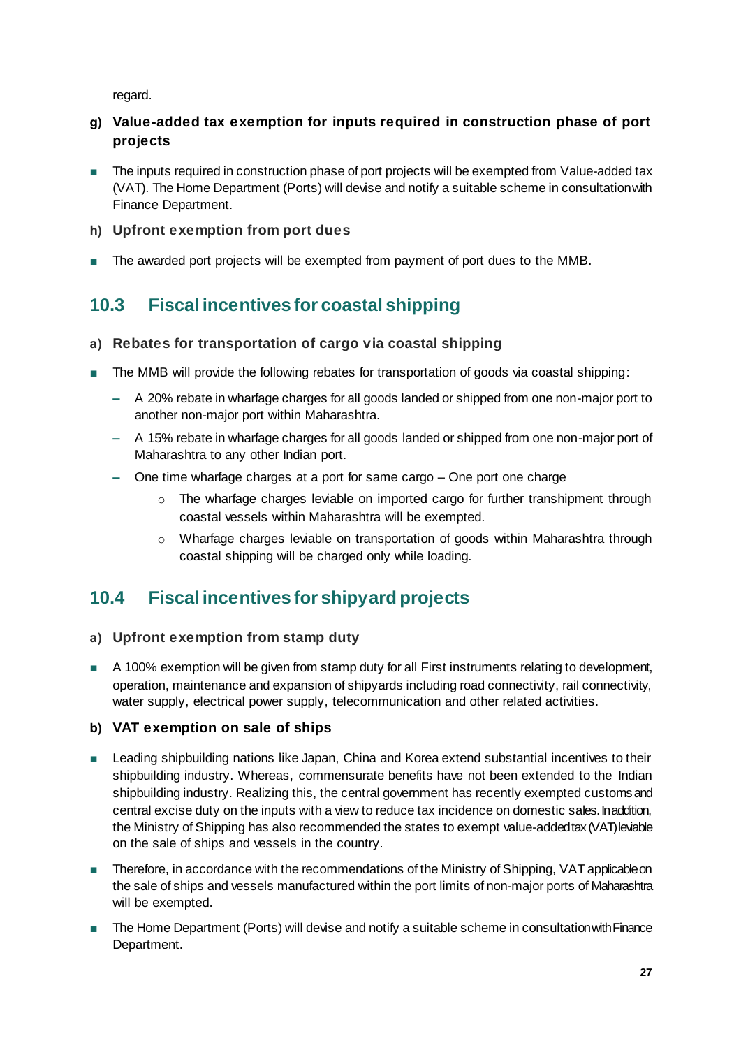regard.

### g) Value-added tax exemption for inputs required in construction phase of port projects

- The inputs required in construction phase of port projects will be exempted from Value-added tax (VAT). The Home Department (Ports) will devise and notify a suitable scheme in consultation with Finance Department.

### h) Upfront exemption from port dues

- The awarded port projects will be exempted from payment of port dues to the MMB.

## 10.3 Fiscal incentives for coastal shipping

### a) Rebates for transportation of cargo via coastal shipping

- The MMB will provide the following rebates for transportation of goods via coastal shipping:
  - A 20% rebate in wharfage charges for all goods landed or shipped from one non-major port to another non-major port within Maharashtra.
  - A 15% rebate in wharfage charges for all goods landed or shipped from one non-major port of Maharashtra to any other Indian port.
  - One time wharfage charges at a port for same cargo – One port one charge
    - The wharfage charges leviable on imported cargo for further transhipment through coastal vessels within Maharashtra will be exempted.
    - Wharfage charges leviable on transportation of goods within Maharashtra through coastal shipping will be charged only while loading.

## 10.4 Fiscal incentives for shipyard projects

### a) Upfront exemption from stamp duty

- A 100% exemption will be given from stamp duty for all First instruments relating to development, operation, maintenance and expansion of shipyards including road connectivity, rail connectivity, water supply, electrical power supply, telecommunication and other related activities.

### b) VAT exemption on sale of ships

- Leading shipbuilding nations like Japan, China and Korea extend substantial incentives to their shipbuilding industry. Whereas, commensurate benefits have not been extended to the Indian shipbuilding industry. Realizing this, the central government has recently exempted customs and central excise duty on the inputs with a view to reduce tax incidence on domestic sales. In addition, the Ministry of Shipping has also recommended the states to exempt value-added tax (VAT) leviable on the sale of ships and vessels in the country.
- Therefore, in accordance with the recommendations of the Ministry of Shipping, VAT applicable on the sale of ships and vessels manufactured within the port limits of non-major ports of Maharashtra will be exempted.
- The Home Department (Ports) will devise and notify a suitable scheme in consultation with Finance Department.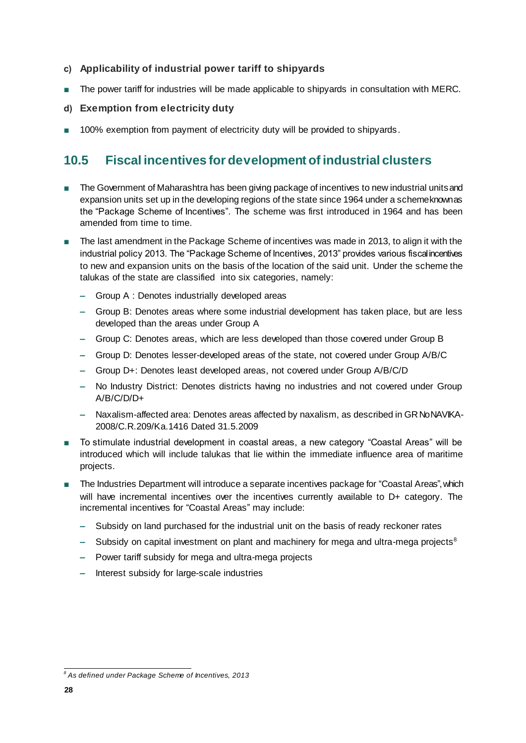**c) Applicability of industrial power tariff to shipyards**

- The power tariff for industries will be made applicable to shipyards in consultation with MERC.

**d) Exemption from electricity duty**

- 100% exemption from payment of electricity duty will be provided to shipyards.

## 10.5 Fiscal incentives for development of industrial clusters

- The Government of Maharashtra has been giving package of incentives to new industrial units and expansion units set up in the developing regions of the state since 1964 under a scheme known as the "Package Scheme of Incentives". The scheme was first introduced in 1964 and has been amended from time to time.
- The last amendment in the Package Scheme of incentives was made in 2013, to align it with the industrial policy 2013. The "Package Scheme of Incentives, 2013" provides various fiscal incentives to new and expansion units on the basis of the location of the said unit. Under the scheme the talukas of the state are classified into six categories, namely:
  - Group A : Denotes industrially developed areas
  - Group B: Denotes areas where some industrial development has taken place, but are less developed than the areas under Group A
  - Group C: Denotes areas, which are less developed than those covered under Group B
  - Group D: Denotes lesser-developed areas of the state, not covered under Group A/B/C
  - Group D+: Denotes least developed areas, not covered under Group A/B/C/D
  - No Industry District: Denotes districts having no industries and not covered under Group A/B/C/D/D+
  - Naxalism-affected area: Denotes areas affected by naxalism, as described in GR No NAVIKA-2008/C.R.209/Ka.1416 Dated 31.5.2009
- To stimulate industrial development in coastal areas, a new category "Coastal Areas" will be introduced which will include talukas that lie within the immediate influence area of maritime projects.
- The Industries Department will introduce a separate incentives package for "Coastal Areas", which will have incremental incentives over the incentives currently available to D+ category. The incremental incentives for "Coastal Areas" may include:
  - Subsidy on land purchased for the industrial unit on the basis of ready reckoner rates
  - Subsidy on capital investment on plant and machinery for mega and ultra-mega projects[8]
  - Power tariff subsidy for mega and ultra-mega projects
  - Interest subsidy for large-scale industries

[8] *As defined under Package Scheme of Incentives, 2013*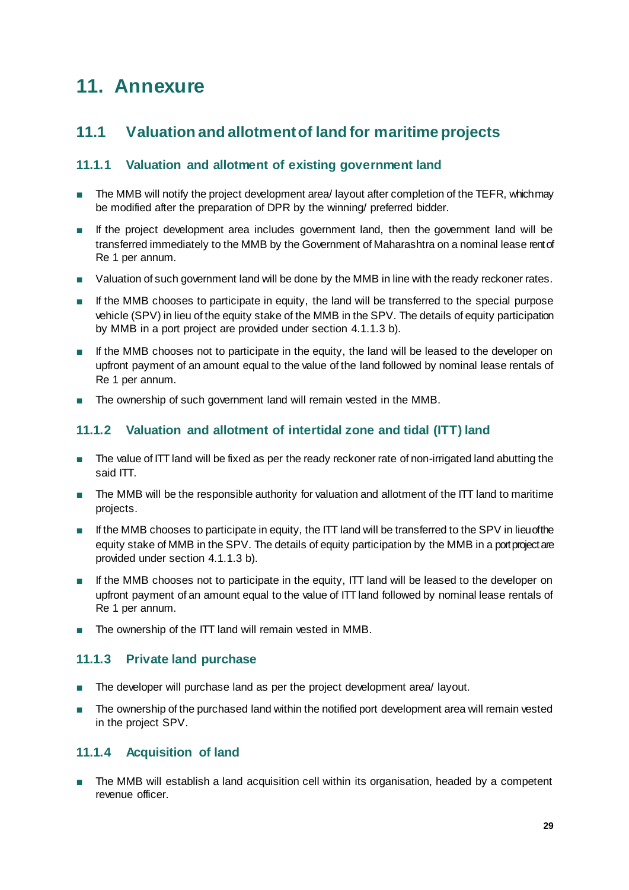# 11. Annexure

## 11.1 Valuation and allotment of land for maritime projects

### 11.1.1 Valuation and allotment of existing government land

- The MMB will notify the project development area/ layout after completion of the TEFR, which may be modified after the preparation of DPR by the winning/ preferred bidder.
- If the project development area includes government land, then the government land will be transferred immediately to the MMB by the Government of Maharashtra on a nominal lease rent of Re 1 per annum.
- Valuation of such government land will be done by the MMB in line with the ready reckoner rates.
- If the MMB chooses to participate in equity, the land will be transferred to the special purpose vehicle (SPV) in lieu of the equity stake of the MMB in the SPV. The details of equity participation by MMB in a port project are provided under section 4.1.1.3 b).
- If the MMB chooses not to participate in the equity, the land will be leased to the developer on upfront payment of an amount equal to the value of the land followed by nominal lease rentals of Re 1 per annum.
- The ownership of such government land will remain vested in the MMB.

### 11.1.2 Valuation and allotment of intertidal zone and tidal (ITT) land

- The value of ITT land will be fixed as per the ready reckoner rate of non-irrigated land abutting the said ITT.
- The MMB will be the responsible authority for valuation and allotment of the ITT land to maritime projects.
- If the MMB chooses to participate in equity, the ITT land will be transferred to the SPV in lieu of the equity stake of MMB in the SPV. The details of equity participation by the MMB in a port project are provided under section 4.1.1.3 b).
- If the MMB chooses not to participate in the equity, ITT land will be leased to the developer on upfront payment of an amount equal to the value of ITT land followed by nominal lease rentals of Re 1 per annum.
- The ownership of the ITT land will remain vested in MMB.

### 11.1.3 Private land purchase

- The developer will purchase land as per the project development area/ layout.
- The ownership of the purchased land within the notified port development area will remain vested in the project SPV.

### 11.1.4 Acquisition of land

- The MMB will establish a land acquisition cell within its organisation, headed by a competent revenue officer.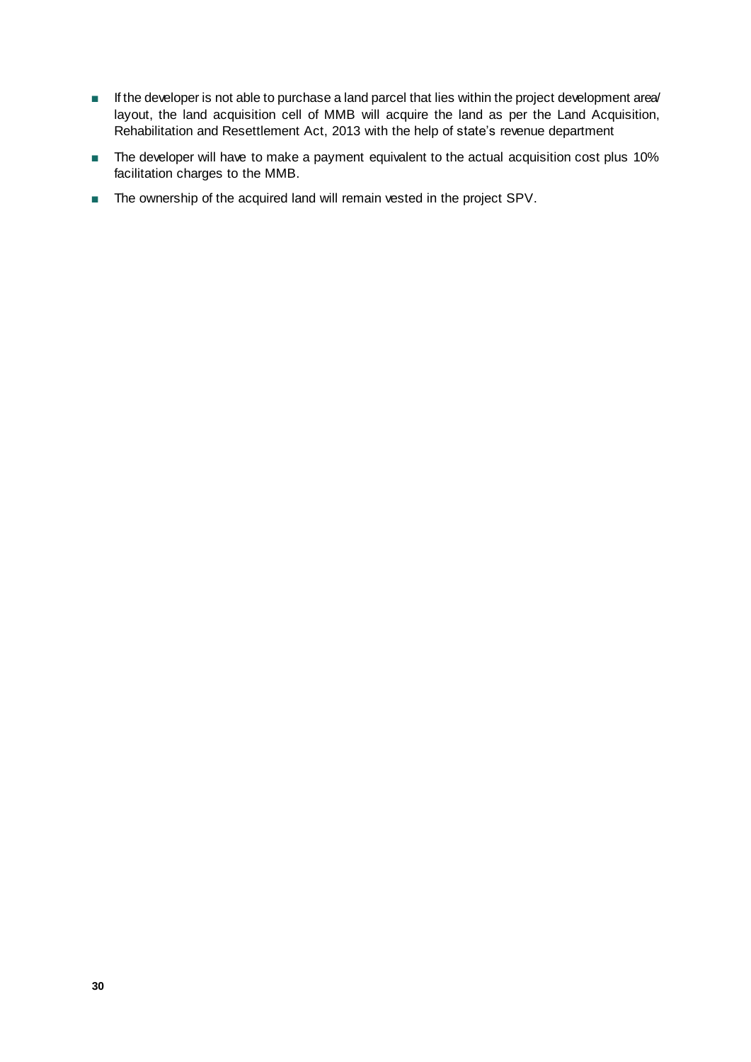- If the developer is not able to purchase a land parcel that lies within the project development area/ layout, the land acquisition cell of MMB will acquire the land as per the Land Acquisition, Rehabilitation and Resettlement Act, 2013 with the help of state's revenue department
- The developer will have to make a payment equivalent to the actual acquisition cost plus 10% facilitation charges to the MMB.
- The ownership of the acquired land will remain vested in the project SPV.